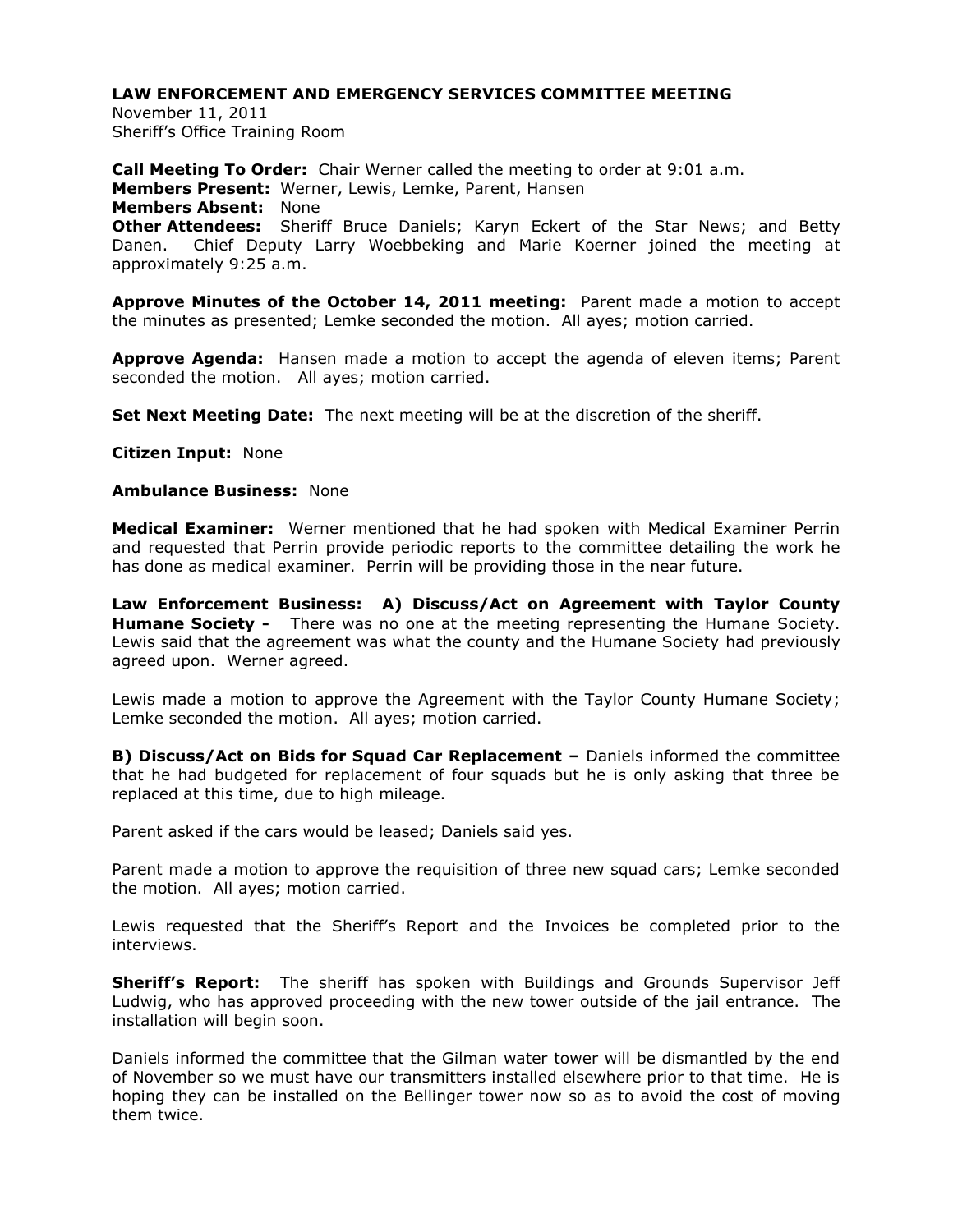# LAW ENFORCEMENT AND EMERGENCY SERVICES COMMITTEE MEETING

November 11, 2011
Sheriff's Office Training Room

**Call Meeting To Order:** Chair Werner called the meeting to order at 9:01 a.m.
**Members Present:** Werner, Lewis, Lemke, Parent, Hansen
**Members Absent:** None
**Other Attendees:** Sheriff Bruce Daniels; Karyn Eckert of the Star News; and Betty Danen. Chief Deputy Larry Woebbeking and Marie Koerner joined the meeting at approximately 9:25 a.m.

**Approve Minutes of the October 14, 2011 meeting:** Parent made a motion to accept the minutes as presented; Lemke seconded the motion. All ayes; motion carried.

**Approve Agenda:** Hansen made a motion to accept the agenda of eleven items; Parent seconded the motion. All ayes; motion carried.

**Set Next Meeting Date:** The next meeting will be at the discretion of the sheriff.

**Citizen Input:** None

**Ambulance Business:** None

**Medical Examiner:** Werner mentioned that he had spoken with Medical Examiner Perrin and requested that Perrin provide periodic reports to the committee detailing the work he has done as medical examiner. Perrin will be providing those in the near future.

**Law Enforcement Business: A) Discuss/Act on Agreement with Taylor County Humane Society -** There was no one at the meeting representing the Humane Society. Lewis said that the agreement was what the county and the Humane Society had previously agreed upon. Werner agreed.

Lewis made a motion to approve the Agreement with the Taylor County Humane Society; Lemke seconded the motion. All ayes; motion carried.

**B) Discuss/Act on Bids for Squad Car Replacement –** Daniels informed the committee that he had budgeted for replacement of four squads but he is only asking that three be replaced at this time, due to high mileage.

Parent asked if the cars would be leased; Daniels said yes.

Parent made a motion to approve the requisition of three new squad cars; Lemke seconded the motion. All ayes; motion carried.

Lewis requested that the Sheriff's Report and the Invoices be completed prior to the interviews.

**Sheriff's Report:** The sheriff has spoken with Buildings and Grounds Supervisor Jeff Ludwig, who has approved proceeding with the new tower outside of the jail entrance. The installation will begin soon.

Daniels informed the committee that the Gilman water tower will be dismantled by the end of November so we must have our transmitters installed elsewhere prior to that time. He is hoping they can be installed on the Bellinger tower now so as to avoid the cost of moving them twice.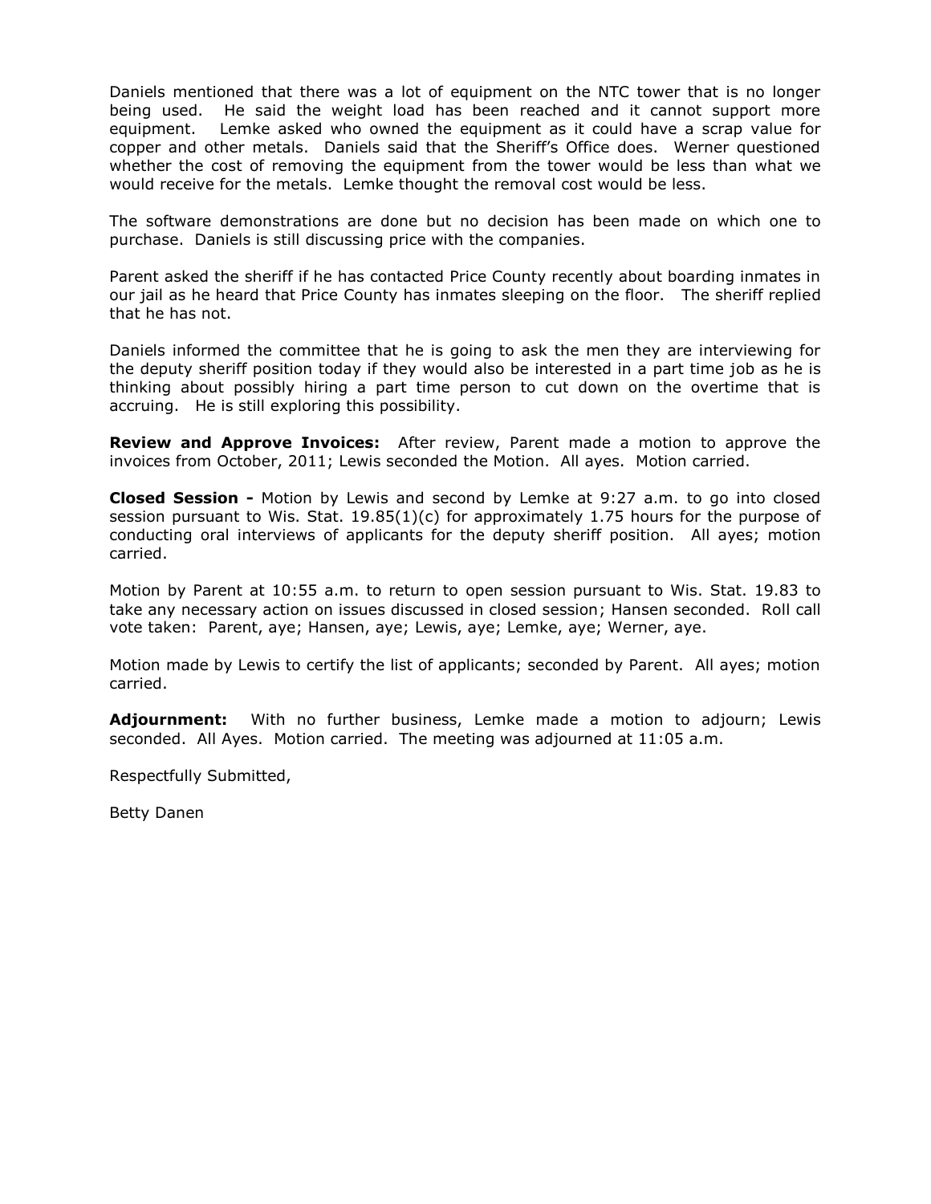Daniels mentioned that there was a lot of equipment on the NTC tower that is no longer being used. He said the weight load has been reached and it cannot support more equipment. Lemke asked who owned the equipment as it could have a scrap value for copper and other metals. Daniels said that the Sheriff's Office does. Werner questioned whether the cost of removing the equipment from the tower would be less than what we would receive for the metals. Lemke thought the removal cost would be less.

The software demonstrations are done but no decision has been made on which one to purchase. Daniels is still discussing price with the companies.

Parent asked the sheriff if he has contacted Price County recently about boarding inmates in our jail as he heard that Price County has inmates sleeping on the floor. The sheriff replied that he has not.

Daniels informed the committee that he is going to ask the men they are interviewing for the deputy sheriff position today if they would also be interested in a part time job as he is thinking about possibly hiring a part time person to cut down on the overtime that is accruing. He is still exploring this possibility.

**Review and Approve Invoices:** After review, Parent made a motion to approve the invoices from October, 2011; Lewis seconded the Motion. All ayes. Motion carried.

**Closed Session -** Motion by Lewis and second by Lemke at 9:27 a.m. to go into closed session pursuant to Wis. Stat. 19.85(1)(c) for approximately 1.75 hours for the purpose of conducting oral interviews of applicants for the deputy sheriff position. All ayes; motion carried.

Motion by Parent at 10:55 a.m. to return to open session pursuant to Wis. Stat. 19.83 to take any necessary action on issues discussed in closed session; Hansen seconded. Roll call vote taken: Parent, aye; Hansen, aye; Lewis, aye; Lemke, aye; Werner, aye.

Motion made by Lewis to certify the list of applicants; seconded by Parent. All ayes; motion carried.

**Adjournment:** With no further business, Lemke made a motion to adjourn; Lewis seconded. All Ayes. Motion carried. The meeting was adjourned at 11:05 a.m.

Respectfully Submitted,

Betty Danen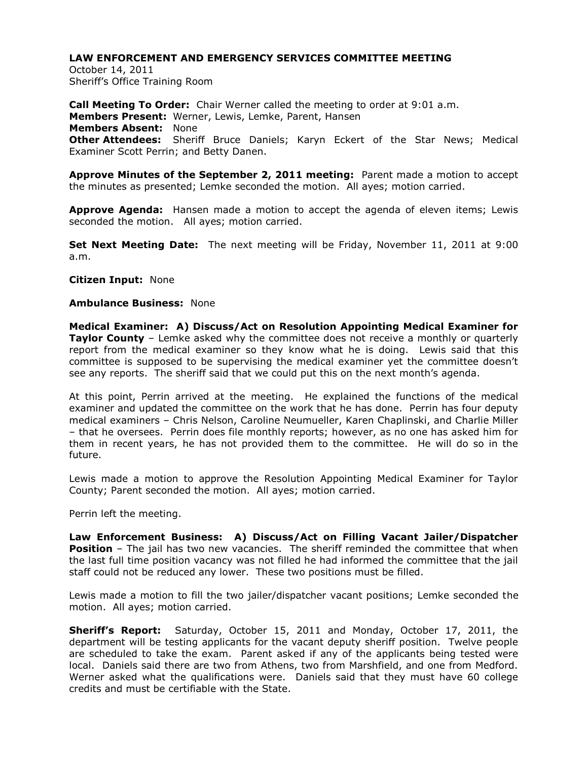**LAW ENFORCEMENT AND EMERGENCY SERVICES COMMITTEE MEETING**
October 14, 2011
Sheriff's Office Training Room

**Call Meeting To Order:** Chair Werner called the meeting to order at 9:01 a.m.
**Members Present:** Werner, Lewis, Lemke, Parent, Hansen
**Members Absent:** None
**Other Attendees:** Sheriff Bruce Daniels; Karyn Eckert of the Star News; Medical Examiner Scott Perrin; and Betty Danen.

**Approve Minutes of the September 2, 2011 meeting:** Parent made a motion to accept the minutes as presented; Lemke seconded the motion. All ayes; motion carried.

**Approve Agenda:** Hansen made a motion to accept the agenda of eleven items; Lewis seconded the motion. All ayes; motion carried.

**Set Next Meeting Date:** The next meeting will be Friday, November 11, 2011 at 9:00 a.m.

**Citizen Input:** None

**Ambulance Business:** None

**Medical Examiner: A) Discuss/Act on Resolution Appointing Medical Examiner for Taylor County** – Lemke asked why the committee does not receive a monthly or quarterly report from the medical examiner so they know what he is doing. Lewis said that this committee is supposed to be supervising the medical examiner yet the committee doesn't see any reports. The sheriff said that we could put this on the next month's agenda.

At this point, Perrin arrived at the meeting. He explained the functions of the medical examiner and updated the committee on the work that he has done. Perrin has four deputy medical examiners – Chris Nelson, Caroline Neumueller, Karen Chaplinski, and Charlie Miller – that he oversees. Perrin does file monthly reports; however, as no one has asked him for them in recent years, he has not provided them to the committee. He will do so in the future.

Lewis made a motion to approve the Resolution Appointing Medical Examiner for Taylor County; Parent seconded the motion. All ayes; motion carried.

Perrin left the meeting.

**Law Enforcement Business: A) Discuss/Act on Filling Vacant Jailer/Dispatcher Position** – The jail has two new vacancies. The sheriff reminded the committee that when the last full time position vacancy was not filled he had informed the committee that the jail staff could not be reduced any lower. These two positions must be filled.

Lewis made a motion to fill the two jailer/dispatcher vacant positions; Lemke seconded the motion. All ayes; motion carried.

**Sheriff's Report:** Saturday, October 15, 2011 and Monday, October 17, 2011, the department will be testing applicants for the vacant deputy sheriff position. Twelve people are scheduled to take the exam. Parent asked if any of the applicants being tested were local. Daniels said there are two from Athens, two from Marshfield, and one from Medford. Werner asked what the qualifications were. Daniels said that they must have 60 college credits and must be certifiable with the State.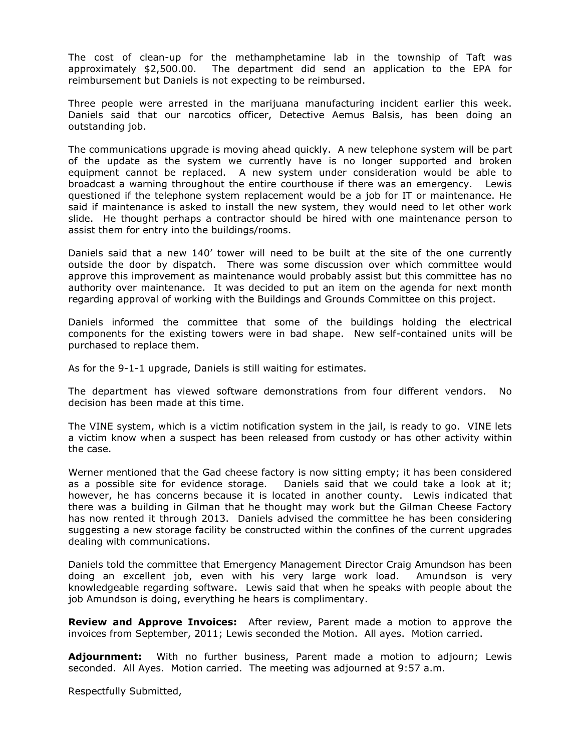The cost of clean-up for the methamphetamine lab in the township of Taft was approximately $2,500.00. The department did send an application to the EPA for reimbursement but Daniels is not expecting to be reimbursed.

Three people were arrested in the marijuana manufacturing incident earlier this week. Daniels said that our narcotics officer, Detective Aemus Balsis, has been doing an outstanding job.

The communications upgrade is moving ahead quickly. A new telephone system will be part of the update as the system we currently have is no longer supported and broken equipment cannot be replaced. A new system under consideration would be able to broadcast a warning throughout the entire courthouse if there was an emergency. Lewis questioned if the telephone system replacement would be a job for IT or maintenance. He said if maintenance is asked to install the new system, they would need to let other work slide. He thought perhaps a contractor should be hired with one maintenance person to assist them for entry into the buildings/rooms.

Daniels said that a new 140' tower will need to be built at the site of the one currently outside the door by dispatch. There was some discussion over which committee would approve this improvement as maintenance would probably assist but this committee has no authority over maintenance. It was decided to put an item on the agenda for next month regarding approval of working with the Buildings and Grounds Committee on this project.

Daniels informed the committee that some of the buildings holding the electrical components for the existing towers were in bad shape. New self-contained units will be purchased to replace them.

As for the 9-1-1 upgrade, Daniels is still waiting for estimates.

The department has viewed software demonstrations from four different vendors. No decision has been made at this time.

The VINE system, which is a victim notification system in the jail, is ready to go. VINE lets a victim know when a suspect has been released from custody or has other activity within the case.

Werner mentioned that the Gad cheese factory is now sitting empty; it has been considered as a possible site for evidence storage. Daniels said that we could take a look at it; however, he has concerns because it is located in another county. Lewis indicated that there was a building in Gilman that he thought may work but the Gilman Cheese Factory has now rented it through 2013. Daniels advised the committee he has been considering suggesting a new storage facility be constructed within the confines of the current upgrades dealing with communications.

Daniels told the committee that Emergency Management Director Craig Amundson has been doing an excellent job, even with his very large work load. Amundson is very knowledgeable regarding software. Lewis said that when he speaks with people about the job Amundson is doing, everything he hears is complimentary.

**Review and Approve Invoices:** After review, Parent made a motion to approve the invoices from September, 2011; Lewis seconded the Motion. All ayes. Motion carried.

**Adjournment:** With no further business, Parent made a motion to adjourn; Lewis seconded. All Ayes. Motion carried. The meeting was adjourned at 9:57 a.m.

Respectfully Submitted,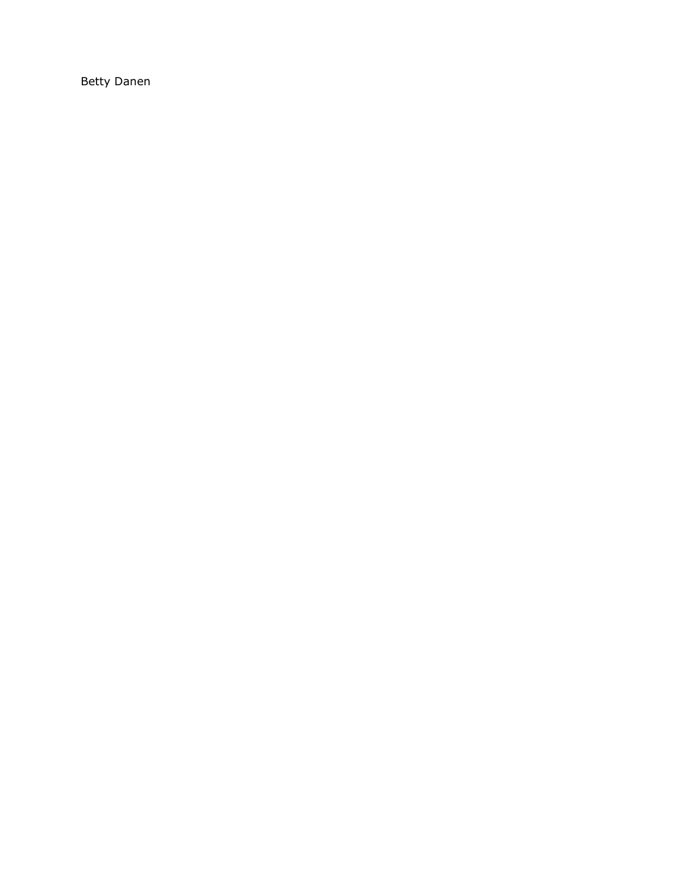Betty Danen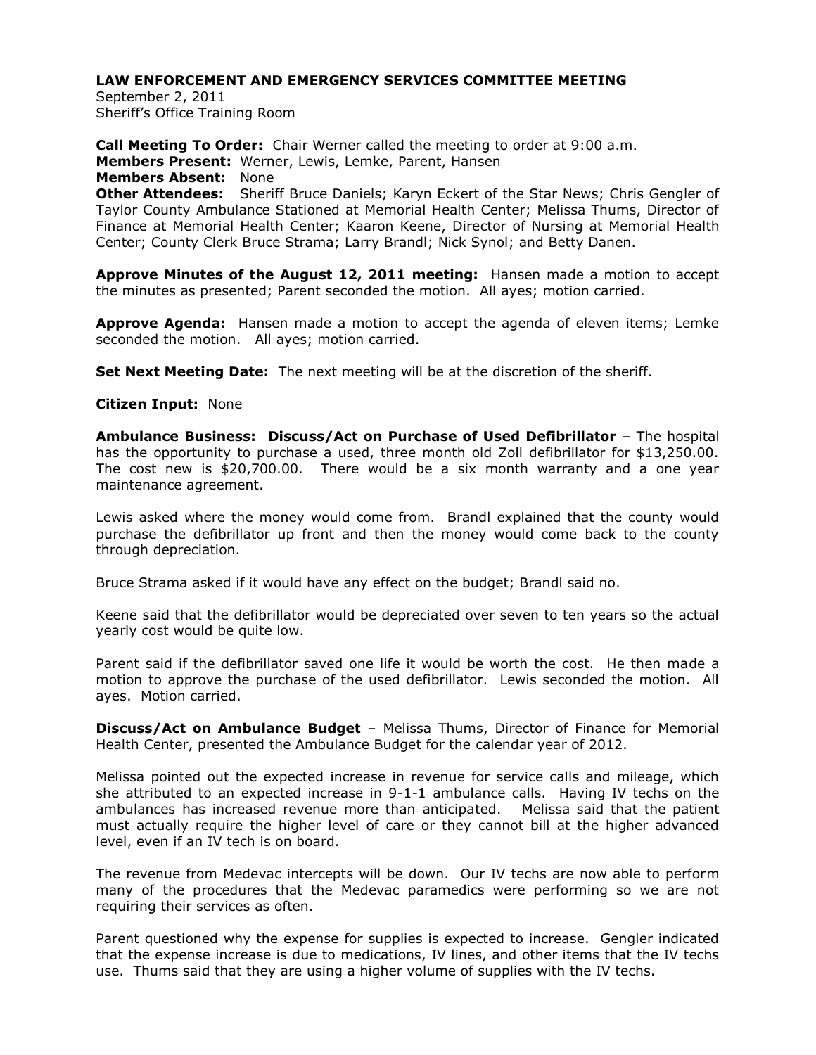# LAW ENFORCEMENT AND EMERGENCY SERVICES COMMITTEE MEETING

September 2, 2011
Sheriff's Office Training Room

**Call Meeting To Order:** Chair Werner called the meeting to order at 9:00 a.m.
**Members Present:** Werner, Lewis, Lemke, Parent, Hansen
**Members Absent:** None
**Other Attendees:** Sheriff Bruce Daniels; Karyn Eckert of the Star News; Chris Gengler of Taylor County Ambulance Stationed at Memorial Health Center; Melissa Thums, Director of Finance at Memorial Health Center; Kaaron Keene, Director of Nursing at Memorial Health Center; County Clerk Bruce Strama; Larry Brandl; Nick Synol; and Betty Danen.

**Approve Minutes of the August 12, 2011 meeting:** Hansen made a motion to accept the minutes as presented; Parent seconded the motion. All ayes; motion carried.

**Approve Agenda:** Hansen made a motion to accept the agenda of eleven items; Lemke seconded the motion. All ayes; motion carried.

**Set Next Meeting Date:** The next meeting will be at the discretion of the sheriff.

**Citizen Input:** None

**Ambulance Business: Discuss/Act on Purchase of Used Defibrillator** – The hospital has the opportunity to purchase a used, three month old Zoll defibrillator for $13,250.00. The cost new is $20,700.00. There would be a six month warranty and a one year maintenance agreement.

Lewis asked where the money would come from. Brandl explained that the county would purchase the defibrillator up front and then the money would come back to the county through depreciation.

Bruce Strama asked if it would have any effect on the budget; Brandl said no.

Keene said that the defibrillator would be depreciated over seven to ten years so the actual yearly cost would be quite low.

Parent said if the defibrillator saved one life it would be worth the cost. He then made a motion to approve the purchase of the used defibrillator. Lewis seconded the motion. All ayes. Motion carried.

**Discuss/Act on Ambulance Budget** – Melissa Thums, Director of Finance for Memorial Health Center, presented the Ambulance Budget for the calendar year of 2012.

Melissa pointed out the expected increase in revenue for service calls and mileage, which she attributed to an expected increase in 9-1-1 ambulance calls. Having IV techs on the ambulances has increased revenue more than anticipated. Melissa said that the patient must actually require the higher level of care or they cannot bill at the higher advanced level, even if an IV tech is on board.

The revenue from Medevac intercepts will be down. Our IV techs are now able to perform many of the procedures that the Medevac paramedics were performing so we are not requiring their services as often.

Parent questioned why the expense for supplies is expected to increase. Gengler indicated that the expense increase is due to medications, IV lines, and other items that the IV techs use. Thums said that they are using a higher volume of supplies with the IV techs.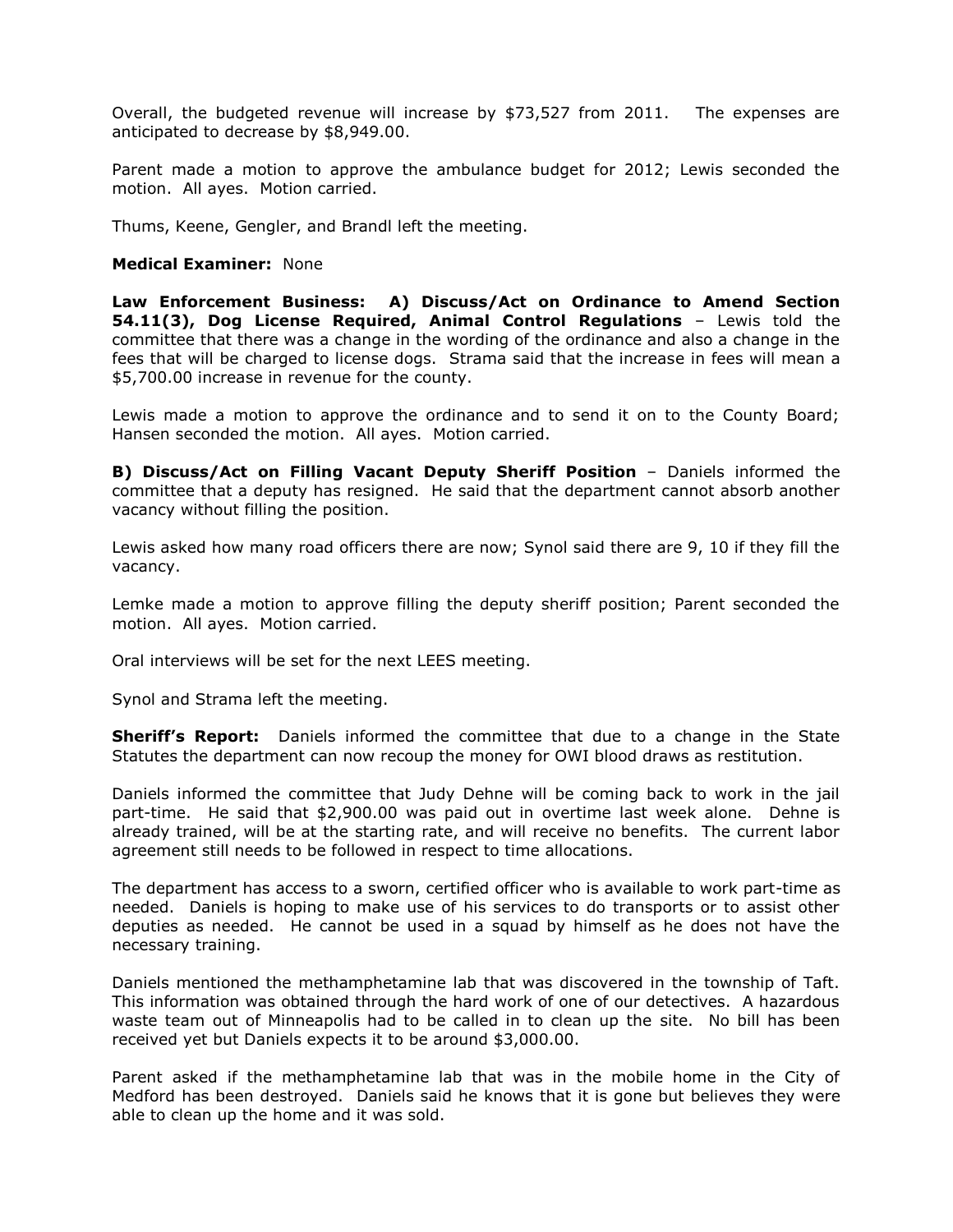Overall, the budgeted revenue will increase by $73,527 from 2011. The expenses are anticipated to decrease by $8,949.00.

Parent made a motion to approve the ambulance budget for 2012; Lewis seconded the motion. All ayes. Motion carried.

Thums, Keene, Gengler, and Brandl left the meeting.

**Medical Examiner:** None

**Law Enforcement Business: A) Discuss/Act on Ordinance to Amend Section 54.11(3), Dog License Required, Animal Control Regulations** – Lewis told the committee that there was a change in the wording of the ordinance and also a change in the fees that will be charged to license dogs. Strama said that the increase in fees will mean a $5,700.00 increase in revenue for the county.

Lewis made a motion to approve the ordinance and to send it on to the County Board; Hansen seconded the motion. All ayes. Motion carried.

**B) Discuss/Act on Filling Vacant Deputy Sheriff Position** – Daniels informed the committee that a deputy has resigned. He said that the department cannot absorb another vacancy without filling the position.

Lewis asked how many road officers there are now; Synol said there are 9, 10 if they fill the vacancy.

Lemke made a motion to approve filling the deputy sheriff position; Parent seconded the motion. All ayes. Motion carried.

Oral interviews will be set for the next LEES meeting.

Synol and Strama left the meeting.

**Sheriff's Report:** Daniels informed the committee that due to a change in the State Statutes the department can now recoup the money for OWI blood draws as restitution.

Daniels informed the committee that Judy Dehne will be coming back to work in the jail part-time. He said that $2,900.00 was paid out in overtime last week alone. Dehne is already trained, will be at the starting rate, and will receive no benefits. The current labor agreement still needs to be followed in respect to time allocations.

The department has access to a sworn, certified officer who is available to work part-time as needed. Daniels is hoping to make use of his services to do transports or to assist other deputies as needed. He cannot be used in a squad by himself as he does not have the necessary training.

Daniels mentioned the methamphetamine lab that was discovered in the township of Taft. This information was obtained through the hard work of one of our detectives. A hazardous waste team out of Minneapolis had to be called in to clean up the site. No bill has been received yet but Daniels expects it to be around $3,000.00.

Parent asked if the methamphetamine lab that was in the mobile home in the City of Medford has been destroyed. Daniels said he knows that it is gone but believes they were able to clean up the home and it was sold.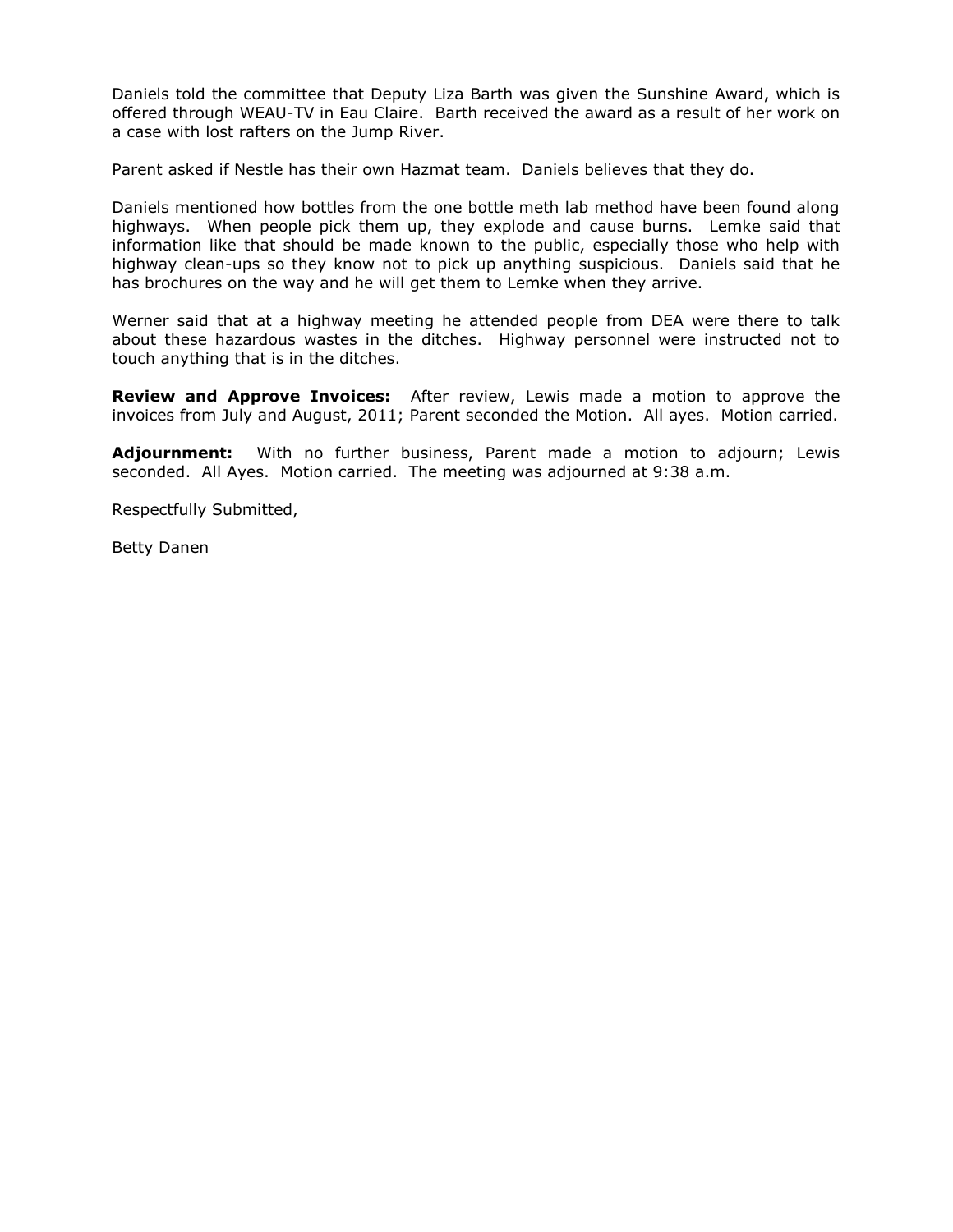Daniels told the committee that Deputy Liza Barth was given the Sunshine Award, which is offered through WEAU-TV in Eau Claire. Barth received the award as a result of her work on a case with lost rafters on the Jump River.

Parent asked if Nestle has their own Hazmat team. Daniels believes that they do.

Daniels mentioned how bottles from the one bottle meth lab method have been found along highways. When people pick them up, they explode and cause burns. Lemke said that information like that should be made known to the public, especially those who help with highway clean-ups so they know not to pick up anything suspicious. Daniels said that he has brochures on the way and he will get them to Lemke when they arrive.

Werner said that at a highway meeting he attended people from DEA were there to talk about these hazardous wastes in the ditches. Highway personnel were instructed not to touch anything that is in the ditches.

**Review and Approve Invoices:** After review, Lewis made a motion to approve the invoices from July and August, 2011; Parent seconded the Motion. All ayes. Motion carried.

**Adjournment:** With no further business, Parent made a motion to adjourn; Lewis seconded. All Ayes. Motion carried. The meeting was adjourned at 9:38 a.m.

Respectfully Submitted,

Betty Danen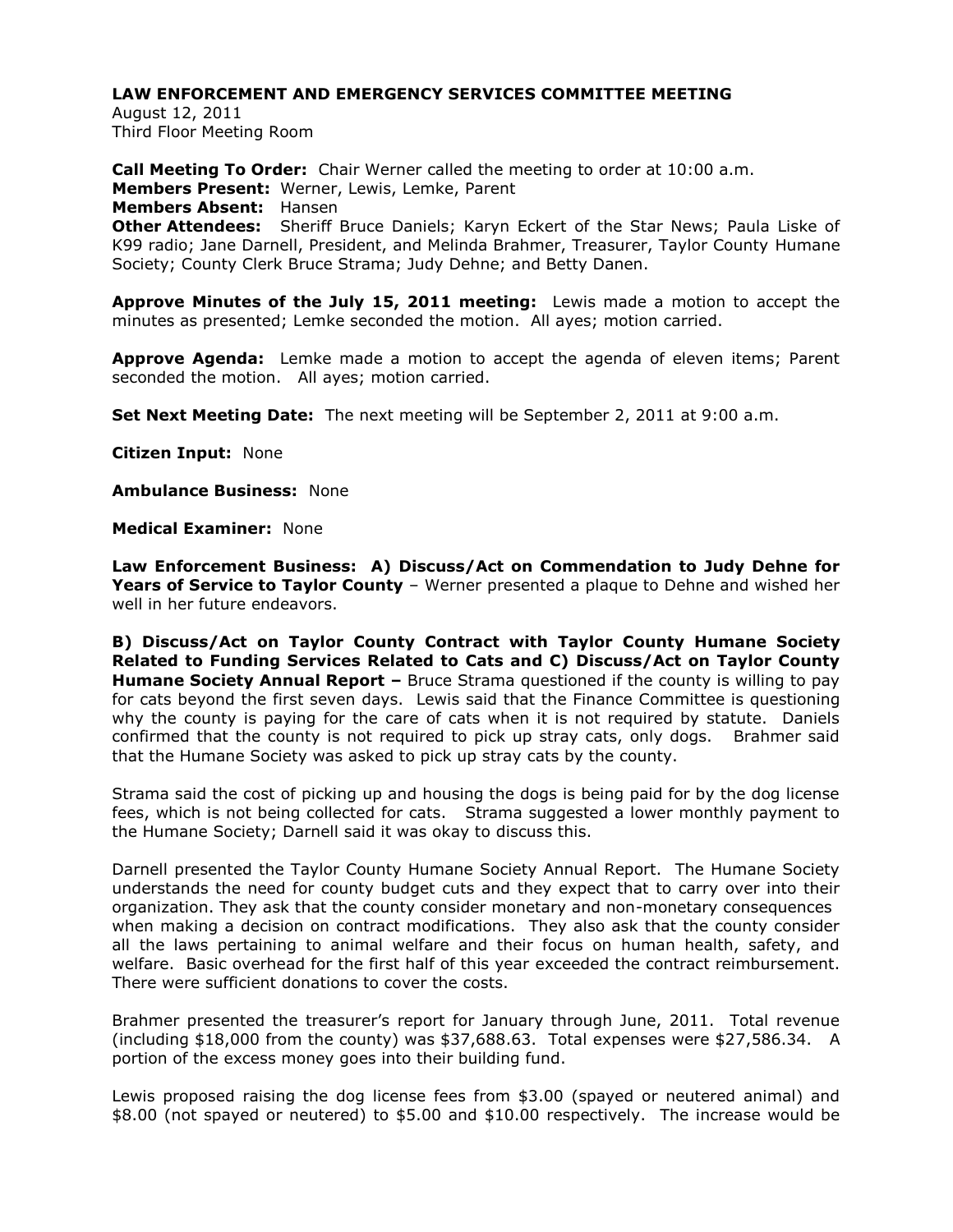**LAW ENFORCEMENT AND EMERGENCY SERVICES COMMITTEE MEETING**
August 12, 2011
Third Floor Meeting Room

**Call Meeting To Order:** Chair Werner called the meeting to order at 10:00 a.m.
**Members Present:** Werner, Lewis, Lemke, Parent
**Members Absent:** Hansen
**Other Attendees:** Sheriff Bruce Daniels; Karyn Eckert of the Star News; Paula Liske of K99 radio; Jane Darnell, President, and Melinda Brahmer, Treasurer, Taylor County Humane Society; County Clerk Bruce Strama; Judy Dehne; and Betty Danen.

**Approve Minutes of the July 15, 2011 meeting:** Lewis made a motion to accept the minutes as presented; Lemke seconded the motion. All ayes; motion carried.

**Approve Agenda:** Lemke made a motion to accept the agenda of eleven items; Parent seconded the motion. All ayes; motion carried.

**Set Next Meeting Date:** The next meeting will be September 2, 2011 at 9:00 a.m.

**Citizen Input:** None

**Ambulance Business:** None

**Medical Examiner:** None

**Law Enforcement Business: A) Discuss/Act on Commendation to Judy Dehne for Years of Service to Taylor County** – Werner presented a plaque to Dehne and wished her well in her future endeavors.

**B) Discuss/Act on Taylor County Contract with Taylor County Humane Society Related to Funding Services Related to Cats and C) Discuss/Act on Taylor County Humane Society Annual Report –** Bruce Strama questioned if the county is willing to pay for cats beyond the first seven days. Lewis said that the Finance Committee is questioning why the county is paying for the care of cats when it is not required by statute. Daniels confirmed that the county is not required to pick up stray cats, only dogs. Brahmer said that the Humane Society was asked to pick up stray cats by the county.

Strama said the cost of picking up and housing the dogs is being paid for by the dog license fees, which is not being collected for cats. Strama suggested a lower monthly payment to the Humane Society; Darnell said it was okay to discuss this.

Darnell presented the Taylor County Humane Society Annual Report. The Humane Society understands the need for county budget cuts and they expect that to carry over into their organization. They ask that the county consider monetary and non-monetary consequences when making a decision on contract modifications. They also ask that the county consider all the laws pertaining to animal welfare and their focus on human health, safety, and welfare. Basic overhead for the first half of this year exceeded the contract reimbursement. There were sufficient donations to cover the costs.

Brahmer presented the treasurer's report for January through June, 2011. Total revenue (including $18,000 from the county) was $37,688.63. Total expenses were $27,586.34. A portion of the excess money goes into their building fund.

Lewis proposed raising the dog license fees from $3.00 (spayed or neutered animal) and $8.00 (not spayed or neutered) to $5.00 and $10.00 respectively. The increase would be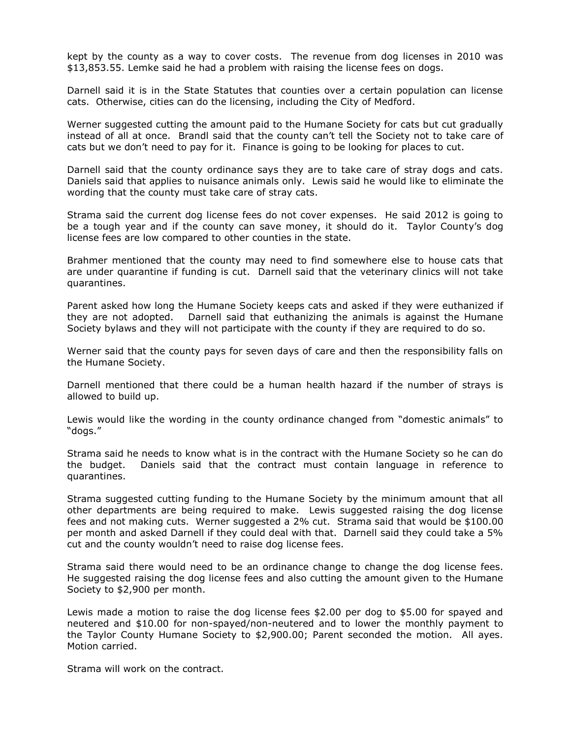kept by the county as a way to cover costs. The revenue from dog licenses in 2010 was $13,853.55. Lemke said he had a problem with raising the license fees on dogs.

Darnell said it is in the State Statutes that counties over a certain population can license cats. Otherwise, cities can do the licensing, including the City of Medford.

Werner suggested cutting the amount paid to the Humane Society for cats but cut gradually instead of all at once. Brandl said that the county can't tell the Society not to take care of cats but we don't need to pay for it. Finance is going to be looking for places to cut.

Darnell said that the county ordinance says they are to take care of stray dogs and cats. Daniels said that applies to nuisance animals only. Lewis said he would like to eliminate the wording that the county must take care of stray cats.

Strama said the current dog license fees do not cover expenses. He said 2012 is going to be a tough year and if the county can save money, it should do it. Taylor County's dog license fees are low compared to other counties in the state.

Brahmer mentioned that the county may need to find somewhere else to house cats that are under quarantine if funding is cut. Darnell said that the veterinary clinics will not take quarantines.

Parent asked how long the Humane Society keeps cats and asked if they were euthanized if they are not adopted. Darnell said that euthanizing the animals is against the Humane Society bylaws and they will not participate with the county if they are required to do so.

Werner said that the county pays for seven days of care and then the responsibility falls on the Humane Society.

Darnell mentioned that there could be a human health hazard if the number of strays is allowed to build up.

Lewis would like the wording in the county ordinance changed from "domestic animals" to "dogs."

Strama said he needs to know what is in the contract with the Humane Society so he can do the budget. Daniels said that the contract must contain language in reference to quarantines.

Strama suggested cutting funding to the Humane Society by the minimum amount that all other departments are being required to make. Lewis suggested raising the dog license fees and not making cuts. Werner suggested a 2% cut. Strama said that would be $100.00 per month and asked Darnell if they could deal with that. Darnell said they could take a 5% cut and the county wouldn't need to raise dog license fees.

Strama said there would need to be an ordinance change to change the dog license fees. He suggested raising the dog license fees and also cutting the amount given to the Humane Society to $2,900 per month.

Lewis made a motion to raise the dog license fees $2.00 per dog to $5.00 for spayed and neutered and $10.00 for non-spayed/non-neutered and to lower the monthly payment to the Taylor County Humane Society to $2,900.00; Parent seconded the motion. All ayes. Motion carried.

Strama will work on the contract.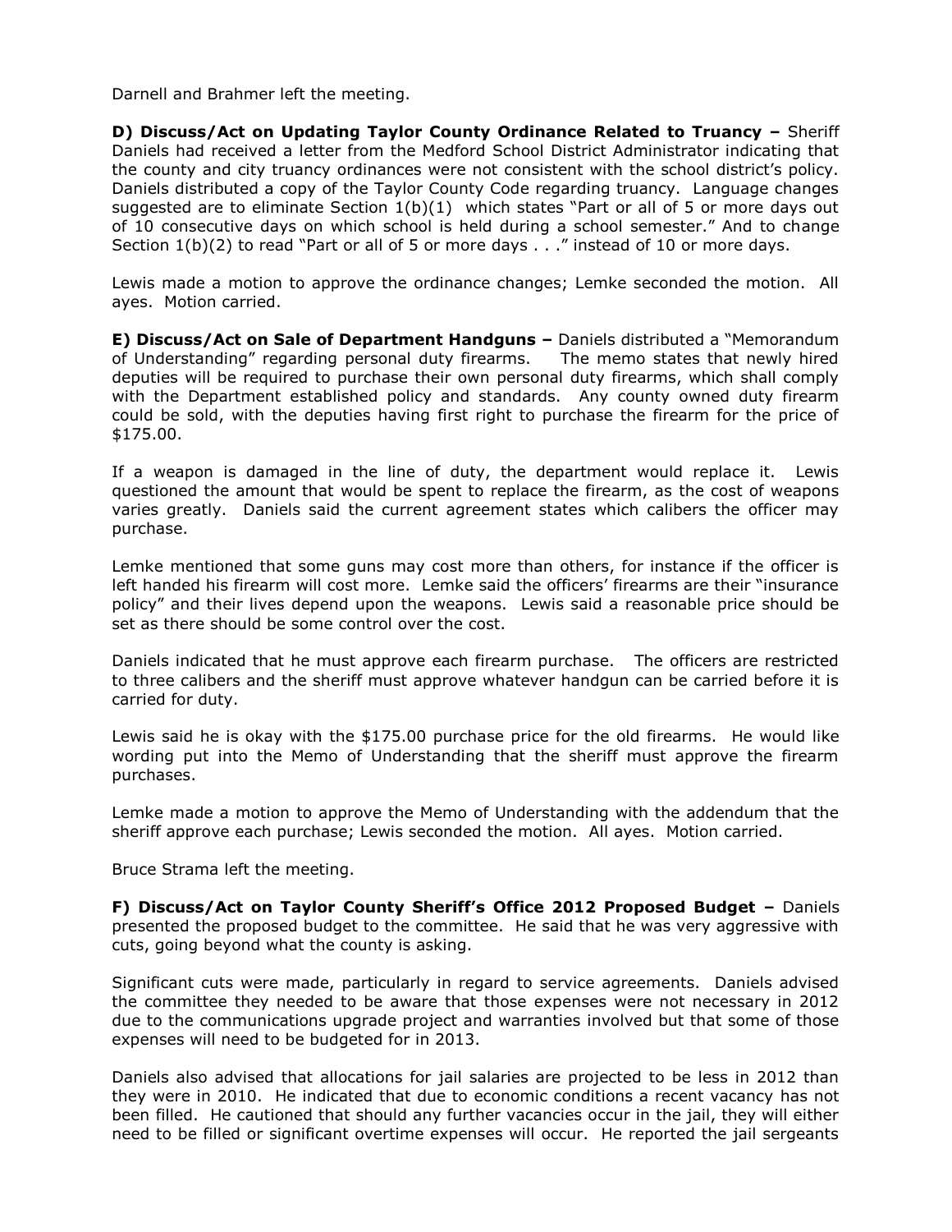Darnell and Brahmer left the meeting.

**D) Discuss/Act on Updating Taylor County Ordinance Related to Truancy –** Sheriff Daniels had received a letter from the Medford School District Administrator indicating that the county and city truancy ordinances were not consistent with the school district's policy. Daniels distributed a copy of the Taylor County Code regarding truancy. Language changes suggested are to eliminate Section 1(b)(1) which states "Part or all of 5 or more days out of 10 consecutive days on which school is held during a school semester." And to change Section 1(b)(2) to read "Part or all of 5 or more days . . ." instead of 10 or more days.

Lewis made a motion to approve the ordinance changes; Lemke seconded the motion. All ayes. Motion carried.

**E) Discuss/Act on Sale of Department Handguns –** Daniels distributed a "Memorandum of Understanding" regarding personal duty firearms. The memo states that newly hired deputies will be required to purchase their own personal duty firearms, which shall comply with the Department established policy and standards. Any county owned duty firearm could be sold, with the deputies having first right to purchase the firearm for the price of $175.00.

If a weapon is damaged in the line of duty, the department would replace it. Lewis questioned the amount that would be spent to replace the firearm, as the cost of weapons varies greatly. Daniels said the current agreement states which calibers the officer may purchase.

Lemke mentioned that some guns may cost more than others, for instance if the officer is left handed his firearm will cost more. Lemke said the officers' firearms are their "insurance policy" and their lives depend upon the weapons. Lewis said a reasonable price should be set as there should be some control over the cost.

Daniels indicated that he must approve each firearm purchase. The officers are restricted to three calibers and the sheriff must approve whatever handgun can be carried before it is carried for duty.

Lewis said he is okay with the $175.00 purchase price for the old firearms. He would like wording put into the Memo of Understanding that the sheriff must approve the firearm purchases.

Lemke made a motion to approve the Memo of Understanding with the addendum that the sheriff approve each purchase; Lewis seconded the motion. All ayes. Motion carried.

Bruce Strama left the meeting.

**F) Discuss/Act on Taylor County Sheriff's Office 2012 Proposed Budget –** Daniels presented the proposed budget to the committee. He said that he was very aggressive with cuts, going beyond what the county is asking.

Significant cuts were made, particularly in regard to service agreements. Daniels advised the committee they needed to be aware that those expenses were not necessary in 2012 due to the communications upgrade project and warranties involved but that some of those expenses will need to be budgeted for in 2013.

Daniels also advised that allocations for jail salaries are projected to be less in 2012 than they were in 2010. He indicated that due to economic conditions a recent vacancy has not been filled. He cautioned that should any further vacancies occur in the jail, they will either need to be filled or significant overtime expenses will occur. He reported the jail sergeants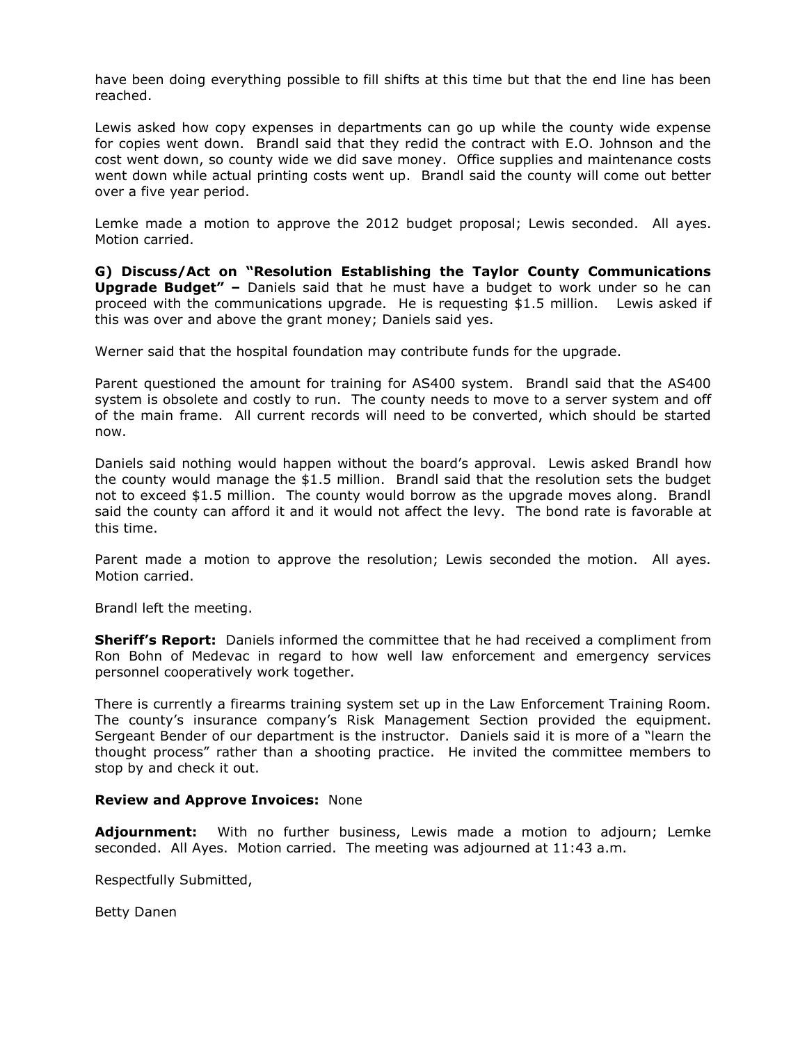have been doing everything possible to fill shifts at this time but that the end line has been reached.

Lewis asked how copy expenses in departments can go up while the county wide expense for copies went down. Brandl said that they redid the contract with E.O. Johnson and the cost went down, so county wide we did save money. Office supplies and maintenance costs went down while actual printing costs went up. Brandl said the county will come out better over a five year period.

Lemke made a motion to approve the 2012 budget proposal; Lewis seconded. All ayes. Motion carried.

**G) Discuss/Act on "Resolution Establishing the Taylor County Communications Upgrade Budget" –** Daniels said that he must have a budget to work under so he can proceed with the communications upgrade. He is requesting $1.5 million. Lewis asked if this was over and above the grant money; Daniels said yes.

Werner said that the hospital foundation may contribute funds for the upgrade.

Parent questioned the amount for training for AS400 system. Brandl said that the AS400 system is obsolete and costly to run. The county needs to move to a server system and off of the main frame. All current records will need to be converted, which should be started now.

Daniels said nothing would happen without the board's approval. Lewis asked Brandl how the county would manage the $1.5 million. Brandl said that the resolution sets the budget not to exceed $1.5 million. The county would borrow as the upgrade moves along. Brandl said the county can afford it and it would not affect the levy. The bond rate is favorable at this time.

Parent made a motion to approve the resolution; Lewis seconded the motion. All ayes. Motion carried.

Brandl left the meeting.

**Sheriff's Report:** Daniels informed the committee that he had received a compliment from Ron Bohn of Medevac in regard to how well law enforcement and emergency services personnel cooperatively work together.

There is currently a firearms training system set up in the Law Enforcement Training Room. The county's insurance company's Risk Management Section provided the equipment. Sergeant Bender of our department is the instructor. Daniels said it is more of a "learn the thought process" rather than a shooting practice. He invited the committee members to stop by and check it out.

**Review and Approve Invoices:** None

**Adjournment:** With no further business, Lewis made a motion to adjourn; Lemke seconded. All Ayes. Motion carried. The meeting was adjourned at 11:43 a.m.

Respectfully Submitted,

Betty Danen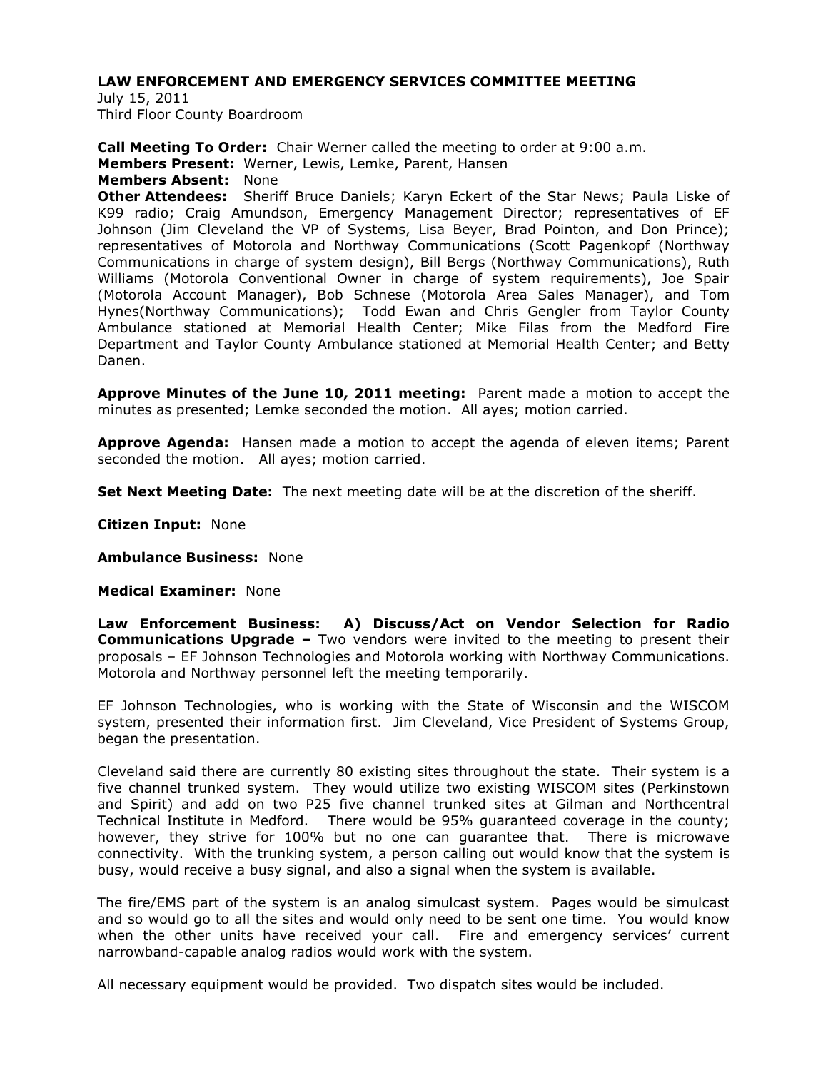**LAW ENFORCEMENT AND EMERGENCY SERVICES COMMITTEE MEETING**
July 15, 2011
Third Floor County Boardroom

**Call Meeting To Order:** Chair Werner called the meeting to order at 9:00 a.m.
**Members Present:** Werner, Lewis, Lemke, Parent, Hansen
**Members Absent:** None
**Other Attendees:** Sheriff Bruce Daniels; Karyn Eckert of the Star News; Paula Liske of K99 radio; Craig Amundson, Emergency Management Director; representatives of EF Johnson (Jim Cleveland the VP of Systems, Lisa Beyer, Brad Pointon, and Don Prince); representatives of Motorola and Northway Communications (Scott Pagenkopf (Northway Communications in charge of system design), Bill Bergs (Northway Communications), Ruth Williams (Motorola Conventional Owner in charge of system requirements), Joe Spair (Motorola Account Manager), Bob Schnese (Motorola Area Sales Manager), and Tom Hynes(Northway Communications); Todd Ewan and Chris Gengler from Taylor County Ambulance stationed at Memorial Health Center; Mike Filas from the Medford Fire Department and Taylor County Ambulance stationed at Memorial Health Center; and Betty Danen.

**Approve Minutes of the June 10, 2011 meeting:** Parent made a motion to accept the minutes as presented; Lemke seconded the motion. All ayes; motion carried.

**Approve Agenda:** Hansen made a motion to accept the agenda of eleven items; Parent seconded the motion. All ayes; motion carried.

**Set Next Meeting Date:** The next meeting date will be at the discretion of the sheriff.

**Citizen Input:** None

**Ambulance Business:** None

**Medical Examiner:** None

**Law Enforcement Business: A) Discuss/Act on Vendor Selection for Radio Communications Upgrade –** Two vendors were invited to the meeting to present their proposals – EF Johnson Technologies and Motorola working with Northway Communications. Motorola and Northway personnel left the meeting temporarily.

EF Johnson Technologies, who is working with the State of Wisconsin and the WISCOM system, presented their information first. Jim Cleveland, Vice President of Systems Group, began the presentation.

Cleveland said there are currently 80 existing sites throughout the state. Their system is a five channel trunked system. They would utilize two existing WISCOM sites (Perkinstown and Spirit) and add on two P25 five channel trunked sites at Gilman and Northcentral Technical Institute in Medford. There would be 95% guaranteed coverage in the county; however, they strive for 100% but no one can guarantee that. There is microwave connectivity. With the trunking system, a person calling out would know that the system is busy, would receive a busy signal, and also a signal when the system is available.

The fire/EMS part of the system is an analog simulcast system. Pages would be simulcast and so would go to all the sites and would only need to be sent one time. You would know when the other units have received your call. Fire and emergency services' current narrowband-capable analog radios would work with the system.

All necessary equipment would be provided. Two dispatch sites would be included.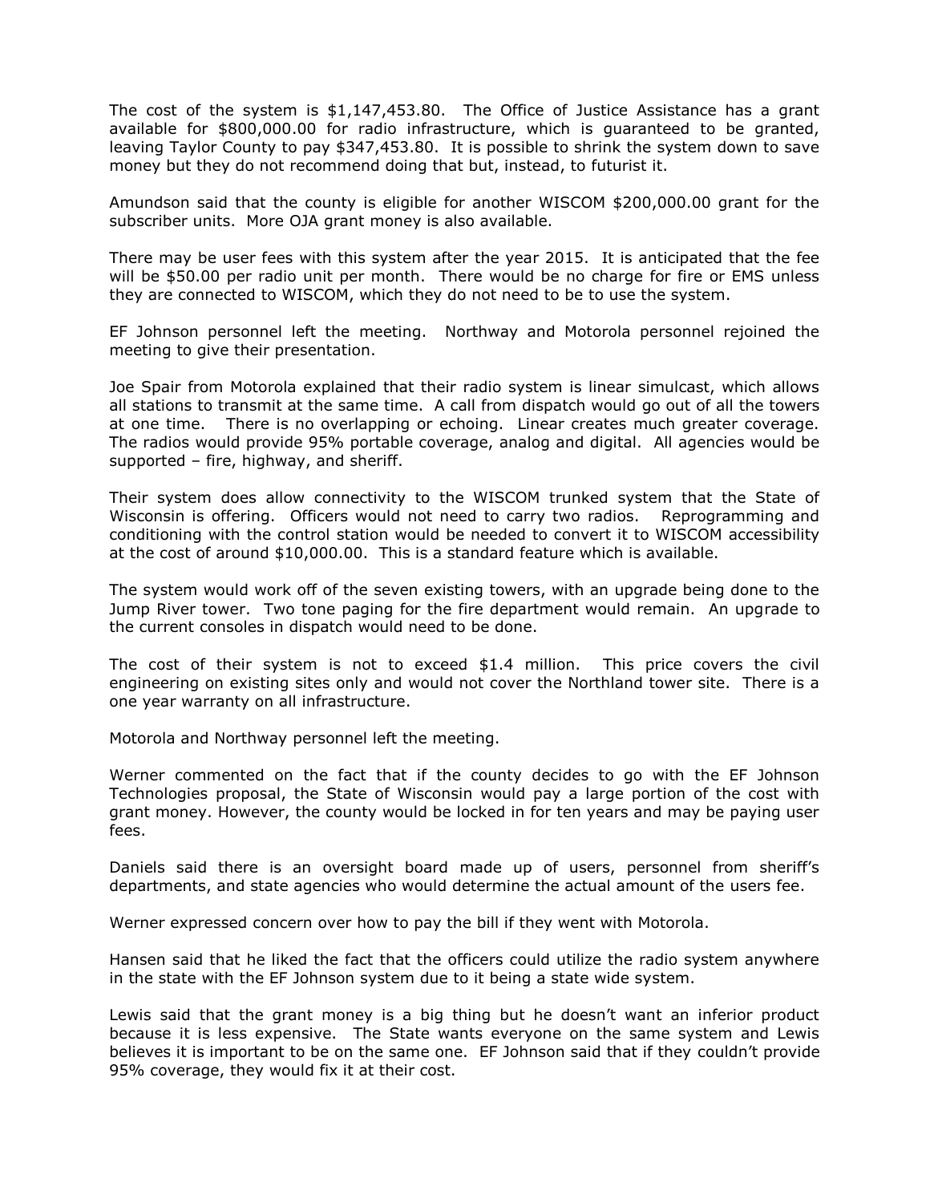The cost of the system is $1,147,453.80. The Office of Justice Assistance has a grant available for $800,000.00 for radio infrastructure, which is guaranteed to be granted, leaving Taylor County to pay $347,453.80. It is possible to shrink the system down to save money but they do not recommend doing that but, instead, to futurist it.

Amundson said that the county is eligible for another WISCOM $200,000.00 grant for the subscriber units. More OJA grant money is also available.

There may be user fees with this system after the year 2015. It is anticipated that the fee will be $50.00 per radio unit per month. There would be no charge for fire or EMS unless they are connected to WISCOM, which they do not need to be to use the system.

EF Johnson personnel left the meeting. Northway and Motorola personnel rejoined the meeting to give their presentation.

Joe Spair from Motorola explained that their radio system is linear simulcast, which allows all stations to transmit at the same time. A call from dispatch would go out of all the towers at one time. There is no overlapping or echoing. Linear creates much greater coverage. The radios would provide 95% portable coverage, analog and digital. All agencies would be supported – fire, highway, and sheriff.

Their system does allow connectivity to the WISCOM trunked system that the State of Wisconsin is offering. Officers would not need to carry two radios. Reprogramming and conditioning with the control station would be needed to convert it to WISCOM accessibility at the cost of around $10,000.00. This is a standard feature which is available.

The system would work off of the seven existing towers, with an upgrade being done to the Jump River tower. Two tone paging for the fire department would remain. An upgrade to the current consoles in dispatch would need to be done.

The cost of their system is not to exceed $1.4 million. This price covers the civil engineering on existing sites only and would not cover the Northland tower site. There is a one year warranty on all infrastructure.

Motorola and Northway personnel left the meeting.

Werner commented on the fact that if the county decides to go with the EF Johnson Technologies proposal, the State of Wisconsin would pay a large portion of the cost with grant money. However, the county would be locked in for ten years and may be paying user fees.

Daniels said there is an oversight board made up of users, personnel from sheriff's departments, and state agencies who would determine the actual amount of the users fee.

Werner expressed concern over how to pay the bill if they went with Motorola.

Hansen said that he liked the fact that the officers could utilize the radio system anywhere in the state with the EF Johnson system due to it being a state wide system.

Lewis said that the grant money is a big thing but he doesn't want an inferior product because it is less expensive. The State wants everyone on the same system and Lewis believes it is important to be on the same one. EF Johnson said that if they couldn't provide 95% coverage, they would fix it at their cost.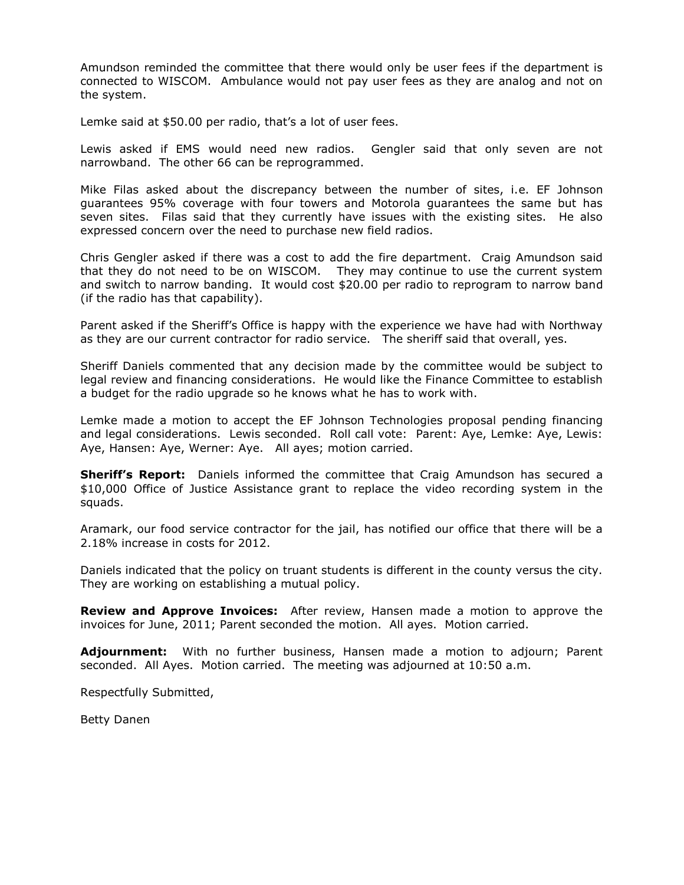Amundson reminded the committee that there would only be user fees if the department is connected to WISCOM. Ambulance would not pay user fees as they are analog and not on the system.

Lemke said at $50.00 per radio, that's a lot of user fees.

Lewis asked if EMS would need new radios. Gengler said that only seven are not narrowband. The other 66 can be reprogrammed.

Mike Filas asked about the discrepancy between the number of sites, i.e. EF Johnson guarantees 95% coverage with four towers and Motorola guarantees the same but has seven sites. Filas said that they currently have issues with the existing sites. He also expressed concern over the need to purchase new field radios.

Chris Gengler asked if there was a cost to add the fire department. Craig Amundson said that they do not need to be on WISCOM. They may continue to use the current system and switch to narrow banding. It would cost $20.00 per radio to reprogram to narrow band (if the radio has that capability).

Parent asked if the Sheriff's Office is happy with the experience we have had with Northway as they are our current contractor for radio service. The sheriff said that overall, yes.

Sheriff Daniels commented that any decision made by the committee would be subject to legal review and financing considerations. He would like the Finance Committee to establish a budget for the radio upgrade so he knows what he has to work with.

Lemke made a motion to accept the EF Johnson Technologies proposal pending financing and legal considerations. Lewis seconded. Roll call vote: Parent: Aye, Lemke: Aye, Lewis: Aye, Hansen: Aye, Werner: Aye. All ayes; motion carried.

**Sheriff's Report:** Daniels informed the committee that Craig Amundson has secured a $10,000 Office of Justice Assistance grant to replace the video recording system in the squads.

Aramark, our food service contractor for the jail, has notified our office that there will be a 2.18% increase in costs for 2012.

Daniels indicated that the policy on truant students is different in the county versus the city. They are working on establishing a mutual policy.

**Review and Approve Invoices:** After review, Hansen made a motion to approve the invoices for June, 2011; Parent seconded the motion. All ayes. Motion carried.

**Adjournment:** With no further business, Hansen made a motion to adjourn; Parent seconded. All Ayes. Motion carried. The meeting was adjourned at 10:50 a.m.

Respectfully Submitted,

Betty Danen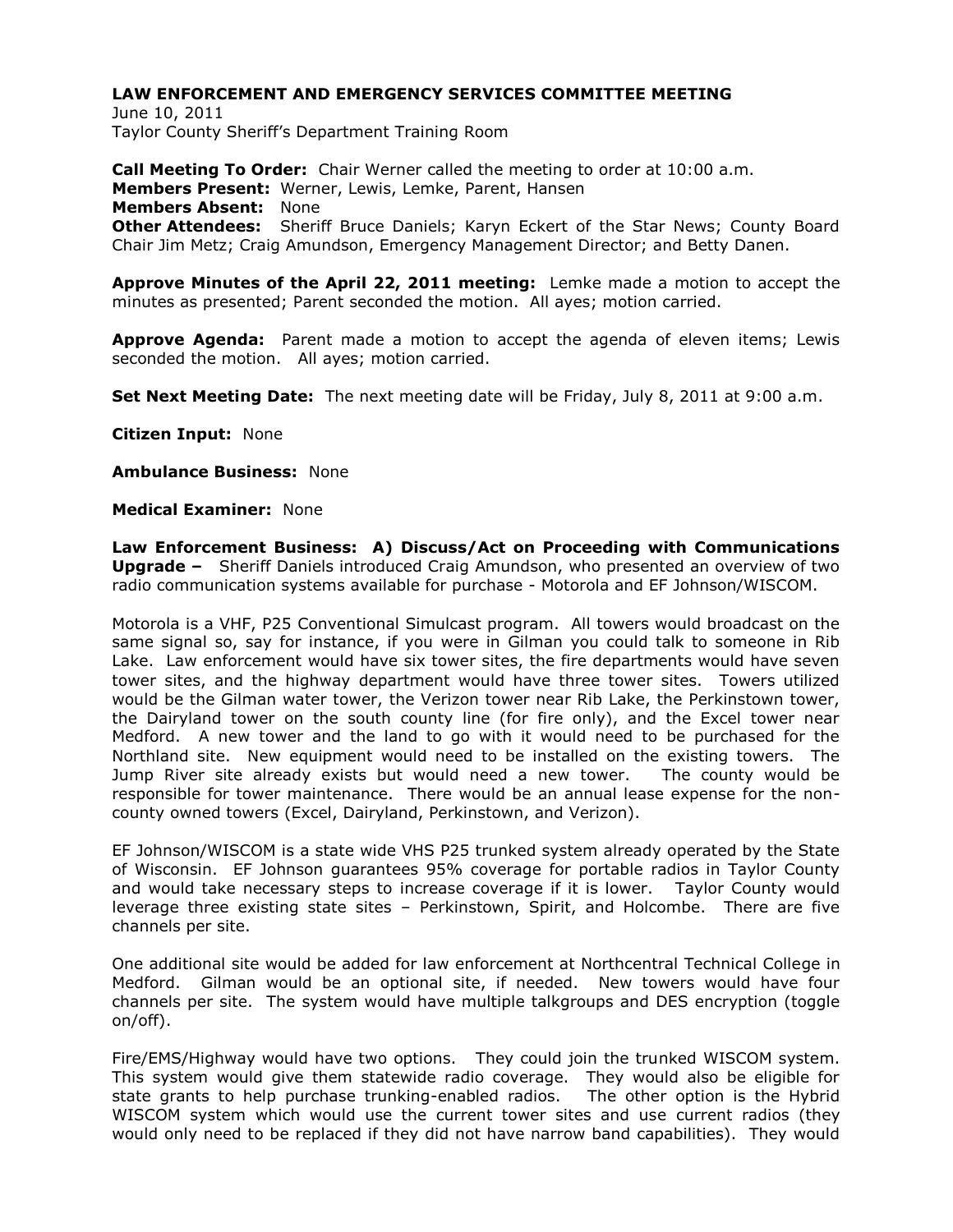**LAW ENFORCEMENT AND EMERGENCY SERVICES COMMITTEE MEETING**
June 10, 2011
Taylor County Sheriff's Department Training Room

**Call Meeting To Order:** Chair Werner called the meeting to order at 10:00 a.m.
**Members Present:** Werner, Lewis, Lemke, Parent, Hansen
**Members Absent:** None
**Other Attendees:** Sheriff Bruce Daniels; Karyn Eckert of the Star News; County Board Chair Jim Metz; Craig Amundson, Emergency Management Director; and Betty Danen.

**Approve Minutes of the April 22, 2011 meeting:** Lemke made a motion to accept the minutes as presented; Parent seconded the motion. All ayes; motion carried.

**Approve Agenda:** Parent made a motion to accept the agenda of eleven items; Lewis seconded the motion. All ayes; motion carried.

**Set Next Meeting Date:** The next meeting date will be Friday, July 8, 2011 at 9:00 a.m.

**Citizen Input:** None

**Ambulance Business:** None

**Medical Examiner:** None

**Law Enforcement Business: A) Discuss/Act on Proceeding with Communications Upgrade –** Sheriff Daniels introduced Craig Amundson, who presented an overview of two radio communication systems available for purchase - Motorola and EF Johnson/WISCOM.

Motorola is a VHF, P25 Conventional Simulcast program. All towers would broadcast on the same signal so, say for instance, if you were in Gilman you could talk to someone in Rib Lake. Law enforcement would have six tower sites, the fire departments would have seven tower sites, and the highway department would have three tower sites. Towers utilized would be the Gilman water tower, the Verizon tower near Rib Lake, the Perkinstown tower, the Dairyland tower on the south county line (for fire only), and the Excel tower near Medford. A new tower and the land to go with it would need to be purchased for the Northland site. New equipment would need to be installed on the existing towers. The Jump River site already exists but would need a new tower. The county would be responsible for tower maintenance. There would be an annual lease expense for the non-county owned towers (Excel, Dairyland, Perkinstown, and Verizon).

EF Johnson/WISCOM is a state wide VHS P25 trunked system already operated by the State of Wisconsin. EF Johnson guarantees 95% coverage for portable radios in Taylor County and would take necessary steps to increase coverage if it is lower. Taylor County would leverage three existing state sites – Perkinstown, Spirit, and Holcombe. There are five channels per site.

One additional site would be added for law enforcement at Northcentral Technical College in Medford. Gilman would be an optional site, if needed. New towers would have four channels per site. The system would have multiple talkgroups and DES encryption (toggle on/off).

Fire/EMS/Highway would have two options. They could join the trunked WISCOM system. This system would give them statewide radio coverage. They would also be eligible for state grants to help purchase trunking-enabled radios. The other option is the Hybrid WISCOM system which would use the current tower sites and use current radios (they would only need to be replaced if they did not have narrow band capabilities). They would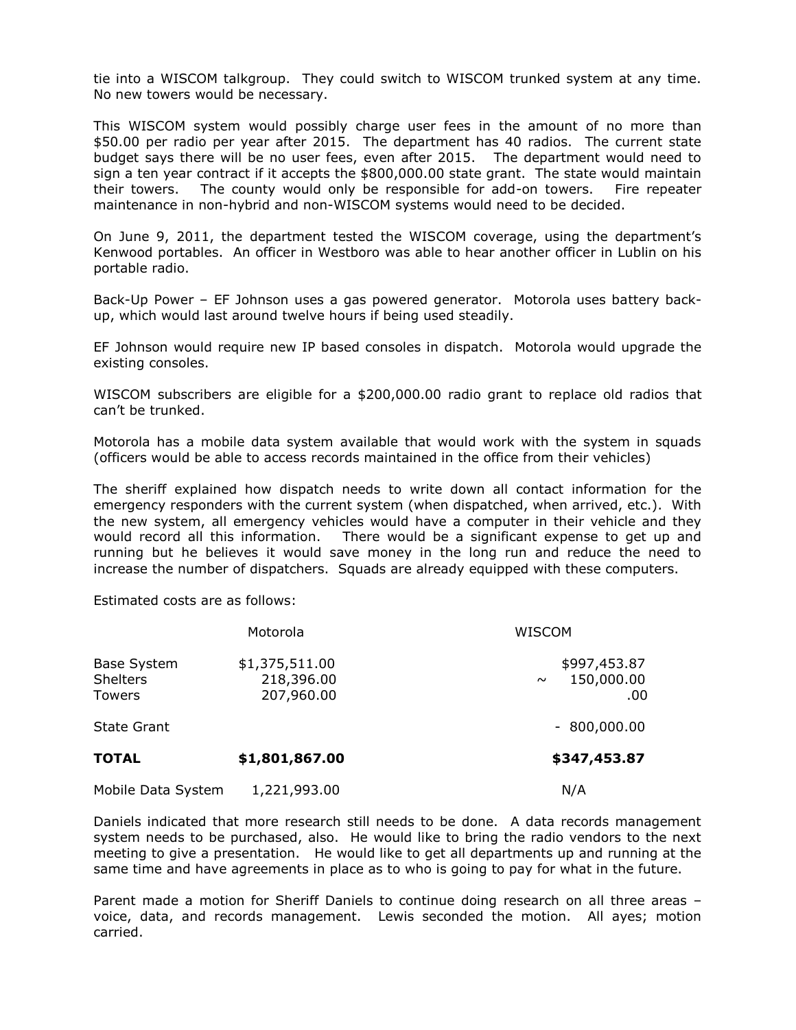tie into a WISCOM talkgroup. They could switch to WISCOM trunked system at any time. No new towers would be necessary.

This WISCOM system would possibly charge user fees in the amount of no more than $50.00 per radio per year after 2015. The department has 40 radios. The current state budget says there will be no user fees, even after 2015. The department would need to sign a ten year contract if it accepts the $800,000.00 state grant. The state would maintain their towers. The county would only be responsible for add-on towers. Fire repeater maintenance in non-hybrid and non-WISCOM systems would need to be decided.

On June 9, 2011, the department tested the WISCOM coverage, using the department's Kenwood portables. An officer in Westboro was able to hear another officer in Lublin on his portable radio.

Back-Up Power – EF Johnson uses a gas powered generator. Motorola uses battery back-up, which would last around twelve hours if being used steadily.

EF Johnson would require new IP based consoles in dispatch. Motorola would upgrade the existing consoles.

WISCOM subscribers are eligible for a $200,000.00 radio grant to replace old radios that can't be trunked.

Motorola has a mobile data system available that would work with the system in squads (officers would be able to access records maintained in the office from their vehicles)

The sheriff explained how dispatch needs to write down all contact information for the emergency responders with the current system (when dispatched, when arrived, etc.). With the new system, all emergency vehicles would have a computer in their vehicle and they would record all this information. There would be a significant expense to get up and running but he believes it would save money in the long run and reduce the need to increase the number of dispatchers. Squads are already equipped with these computers.

Estimated costs are as follows:

| | Motorola | WISCOM |
|---|---|---|
| Base System | $1,375,511.00 | $997,453.87 |
| Shelters | 218,396.00 | ~ 150,000.00 |
| Towers | 207,960.00 | .00 |
| State Grant | | - 800,000.00 |
| **TOTAL** | **$1,801,867.00** | **$347,453.87** |
| Mobile Data System | 1,221,993.00 | N/A |

Daniels indicated that more research still needs to be done. A data records management system needs to be purchased, also. He would like to bring the radio vendors to the next meeting to give a presentation. He would like to get all departments up and running at the same time and have agreements in place as to who is going to pay for what in the future.

Parent made a motion for Sheriff Daniels to continue doing research on all three areas – voice, data, and records management. Lewis seconded the motion. All ayes; motion carried.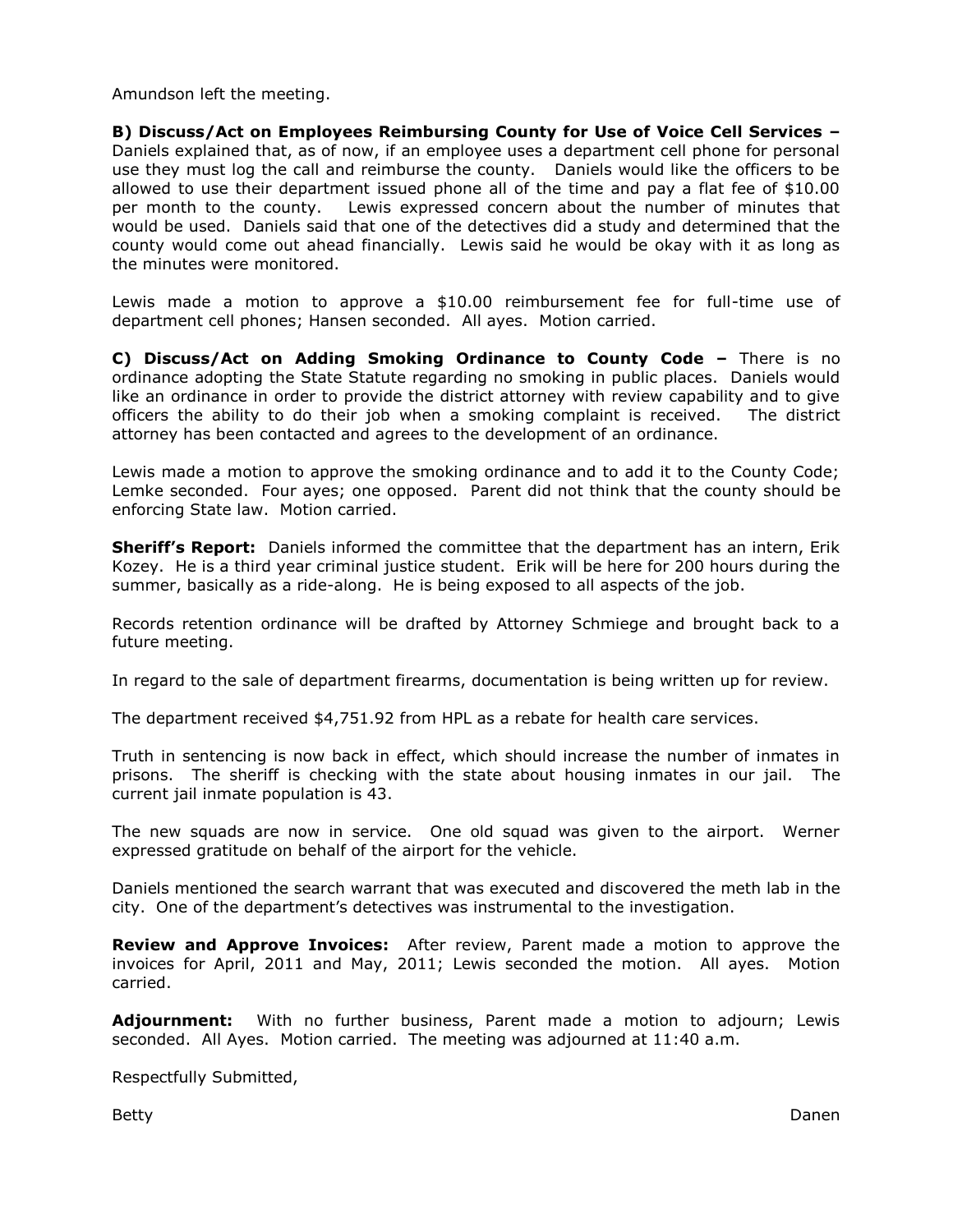Amundson left the meeting.

**B) Discuss/Act on Employees Reimbursing County for Use of Voice Cell Services –** Daniels explained that, as of now, if an employee uses a department cell phone for personal use they must log the call and reimburse the county. Daniels would like the officers to be allowed to use their department issued phone all of the time and pay a flat fee of $10.00 per month to the county. Lewis expressed concern about the number of minutes that would be used. Daniels said that one of the detectives did a study and determined that the county would come out ahead financially. Lewis said he would be okay with it as long as the minutes were monitored.

Lewis made a motion to approve a $10.00 reimbursement fee for full-time use of department cell phones; Hansen seconded. All ayes. Motion carried.

**C) Discuss/Act on Adding Smoking Ordinance to County Code –** There is no ordinance adopting the State Statute regarding no smoking in public places. Daniels would like an ordinance in order to provide the district attorney with review capability and to give officers the ability to do their job when a smoking complaint is received. The district attorney has been contacted and agrees to the development of an ordinance.

Lewis made a motion to approve the smoking ordinance and to add it to the County Code; Lemke seconded. Four ayes; one opposed. Parent did not think that the county should be enforcing State law. Motion carried.

**Sheriff's Report:** Daniels informed the committee that the department has an intern, Erik Kozey. He is a third year criminal justice student. Erik will be here for 200 hours during the summer, basically as a ride-along. He is being exposed to all aspects of the job.

Records retention ordinance will be drafted by Attorney Schmiege and brought back to a future meeting.

In regard to the sale of department firearms, documentation is being written up for review.

The department received $4,751.92 from HPL as a rebate for health care services.

Truth in sentencing is now back in effect, which should increase the number of inmates in prisons. The sheriff is checking with the state about housing inmates in our jail. The current jail inmate population is 43.

The new squads are now in service. One old squad was given to the airport. Werner expressed gratitude on behalf of the airport for the vehicle.

Daniels mentioned the search warrant that was executed and discovered the meth lab in the city. One of the department's detectives was instrumental to the investigation.

**Review and Approve Invoices:** After review, Parent made a motion to approve the invoices for April, 2011 and May, 2011; Lewis seconded the motion. All ayes. Motion carried.

**Adjournment:** With no further business, Parent made a motion to adjourn; Lewis seconded. All Ayes. Motion carried. The meeting was adjourned at 11:40 a.m.

Respectfully Submitted,

Betty Danen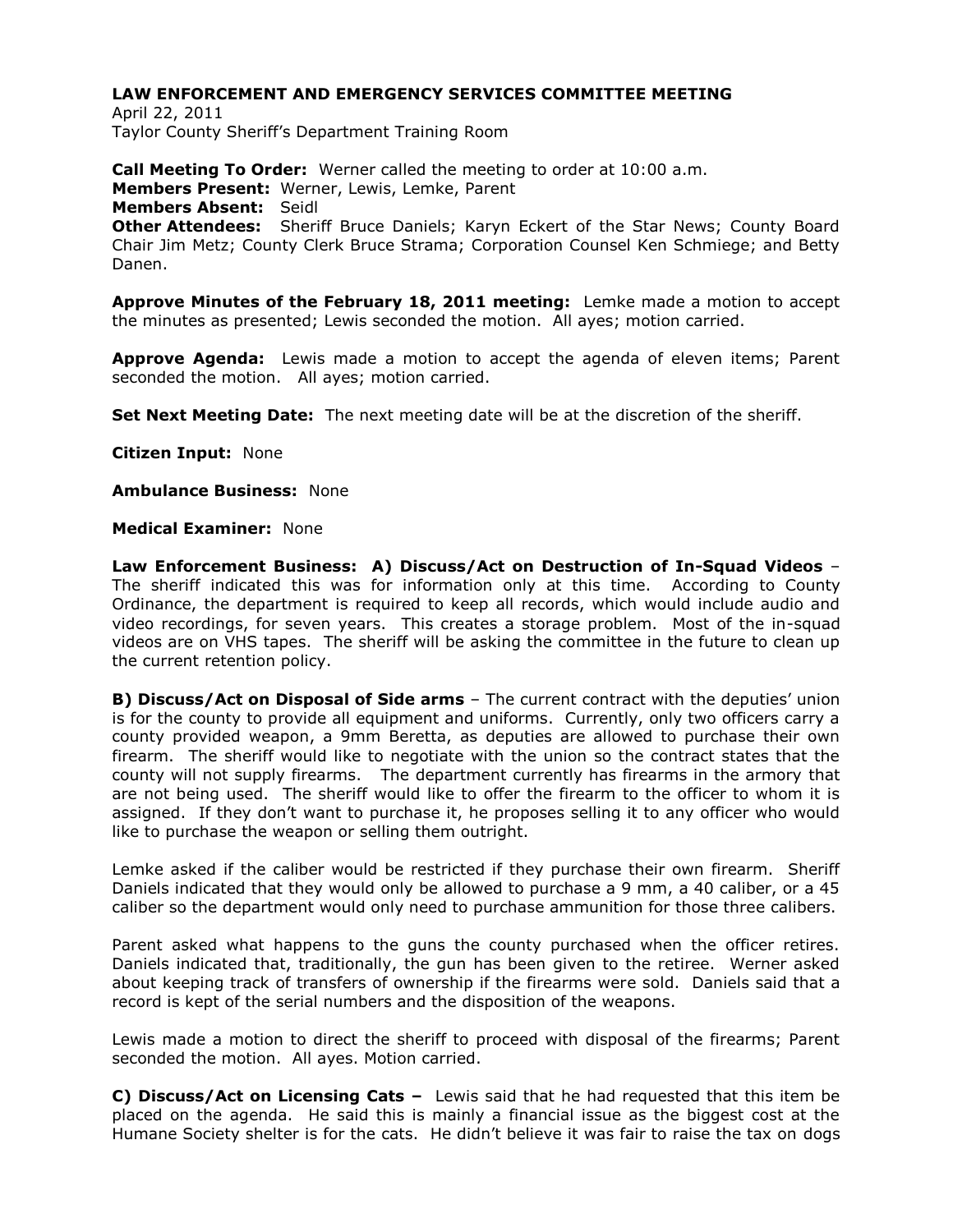**LAW ENFORCEMENT AND EMERGENCY SERVICES COMMITTEE MEETING**

April 22, 2011
Taylor County Sheriff's Department Training Room

**Call Meeting To Order:** Werner called the meeting to order at 10:00 a.m.
**Members Present:** Werner, Lewis, Lemke, Parent
**Members Absent:** Seidl
**Other Attendees:** Sheriff Bruce Daniels; Karyn Eckert of the Star News; County Board Chair Jim Metz; County Clerk Bruce Strama; Corporation Counsel Ken Schmiege; and Betty Danen.

**Approve Minutes of the February 18, 2011 meeting:** Lemke made a motion to accept the minutes as presented; Lewis seconded the motion. All ayes; motion carried.

**Approve Agenda:** Lewis made a motion to accept the agenda of eleven items; Parent seconded the motion. All ayes; motion carried.

**Set Next Meeting Date:** The next meeting date will be at the discretion of the sheriff.

**Citizen Input:** None

**Ambulance Business:** None

**Medical Examiner:** None

**Law Enforcement Business: A) Discuss/Act on Destruction of In-Squad Videos** – The sheriff indicated this was for information only at this time. According to County Ordinance, the department is required to keep all records, which would include audio and video recordings, for seven years. This creates a storage problem. Most of the in-squad videos are on VHS tapes. The sheriff will be asking the committee in the future to clean up the current retention policy.

**B) Discuss/Act on Disposal of Side arms** – The current contract with the deputies' union is for the county to provide all equipment and uniforms. Currently, only two officers carry a county provided weapon, a 9mm Beretta, as deputies are allowed to purchase their own firearm. The sheriff would like to negotiate with the union so the contract states that the county will not supply firearms. The department currently has firearms in the armory that are not being used. The sheriff would like to offer the firearm to the officer to whom it is assigned. If they don't want to purchase it, he proposes selling it to any officer who would like to purchase the weapon or selling them outright.

Lemke asked if the caliber would be restricted if they purchase their own firearm. Sheriff Daniels indicated that they would only be allowed to purchase a 9 mm, a 40 caliber, or a 45 caliber so the department would only need to purchase ammunition for those three calibers.

Parent asked what happens to the guns the county purchased when the officer retires. Daniels indicated that, traditionally, the gun has been given to the retiree. Werner asked about keeping track of transfers of ownership if the firearms were sold. Daniels said that a record is kept of the serial numbers and the disposition of the weapons.

Lewis made a motion to direct the sheriff to proceed with disposal of the firearms; Parent seconded the motion. All ayes. Motion carried.

**C) Discuss/Act on Licensing Cats –** Lewis said that he had requested that this item be placed on the agenda. He said this is mainly a financial issue as the biggest cost at the Humane Society shelter is for the cats. He didn't believe it was fair to raise the tax on dogs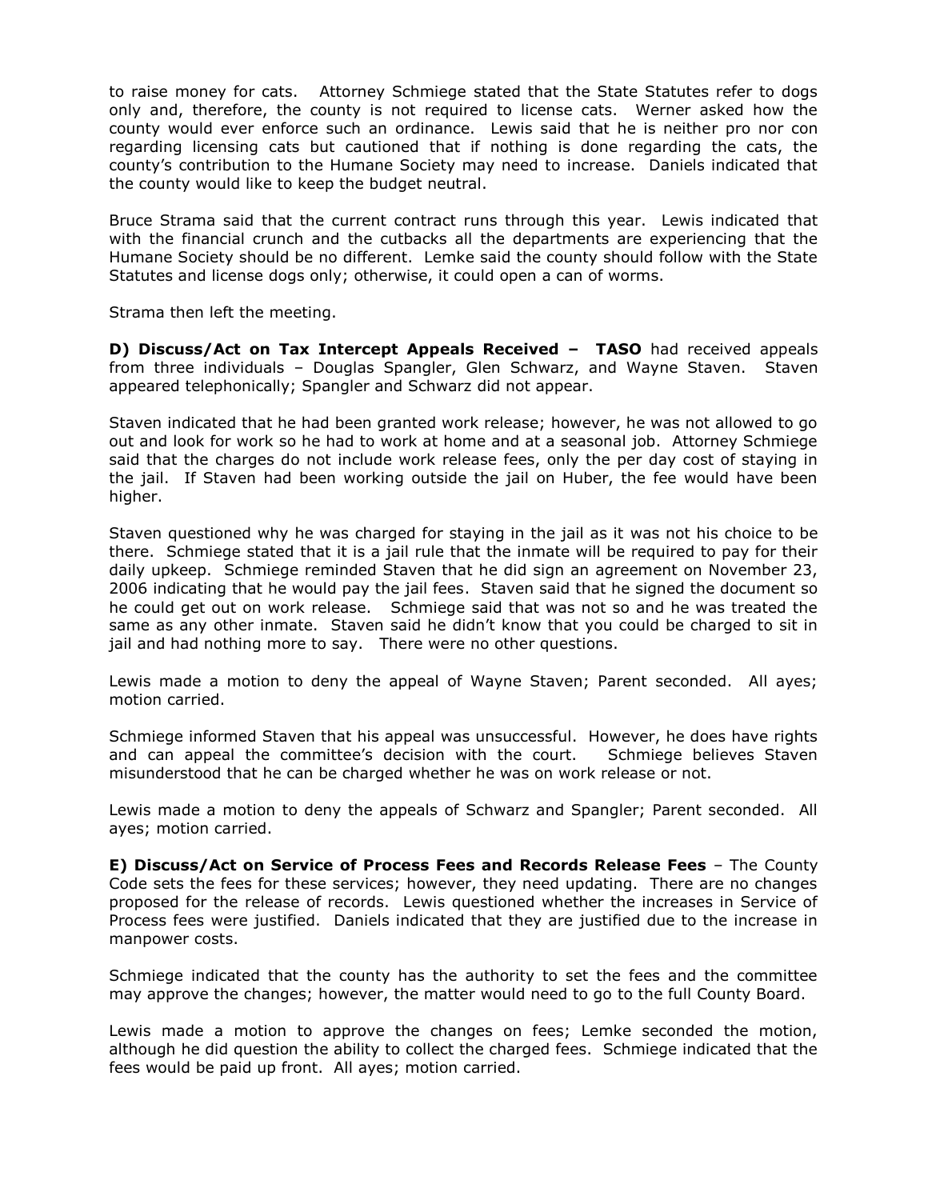to raise money for cats. Attorney Schmiege stated that the State Statutes refer to dogs only and, therefore, the county is not required to license cats. Werner asked how the county would ever enforce such an ordinance. Lewis said that he is neither pro nor con regarding licensing cats but cautioned that if nothing is done regarding the cats, the county's contribution to the Humane Society may need to increase. Daniels indicated that the county would like to keep the budget neutral.

Bruce Strama said that the current contract runs through this year. Lewis indicated that with the financial crunch and the cutbacks all the departments are experiencing that the Humane Society should be no different. Lemke said the county should follow with the State Statutes and license dogs only; otherwise, it could open a can of worms.

Strama then left the meeting.

**D) Discuss/Act on Tax Intercept Appeals Received – TASO** had received appeals from three individuals – Douglas Spangler, Glen Schwarz, and Wayne Staven. Staven appeared telephonically; Spangler and Schwarz did not appear.

Staven indicated that he had been granted work release; however, he was not allowed to go out and look for work so he had to work at home and at a seasonal job. Attorney Schmiege said that the charges do not include work release fees, only the per day cost of staying in the jail. If Staven had been working outside the jail on Huber, the fee would have been higher.

Staven questioned why he was charged for staying in the jail as it was not his choice to be there. Schmiege stated that it is a jail rule that the inmate will be required to pay for their daily upkeep. Schmiege reminded Staven that he did sign an agreement on November 23, 2006 indicating that he would pay the jail fees. Staven said that he signed the document so he could get out on work release. Schmiege said that was not so and he was treated the same as any other inmate. Staven said he didn't know that you could be charged to sit in jail and had nothing more to say. There were no other questions.

Lewis made a motion to deny the appeal of Wayne Staven; Parent seconded. All ayes; motion carried.

Schmiege informed Staven that his appeal was unsuccessful. However, he does have rights and can appeal the committee's decision with the court. Schmiege believes Staven misunderstood that he can be charged whether he was on work release or not.

Lewis made a motion to deny the appeals of Schwarz and Spangler; Parent seconded. All ayes; motion carried.

**E) Discuss/Act on Service of Process Fees and Records Release Fees** – The County Code sets the fees for these services; however, they need updating. There are no changes proposed for the release of records. Lewis questioned whether the increases in Service of Process fees were justified. Daniels indicated that they are justified due to the increase in manpower costs.

Schmiege indicated that the county has the authority to set the fees and the committee may approve the changes; however, the matter would need to go to the full County Board.

Lewis made a motion to approve the changes on fees; Lemke seconded the motion, although he did question the ability to collect the charged fees. Schmiege indicated that the fees would be paid up front. All ayes; motion carried.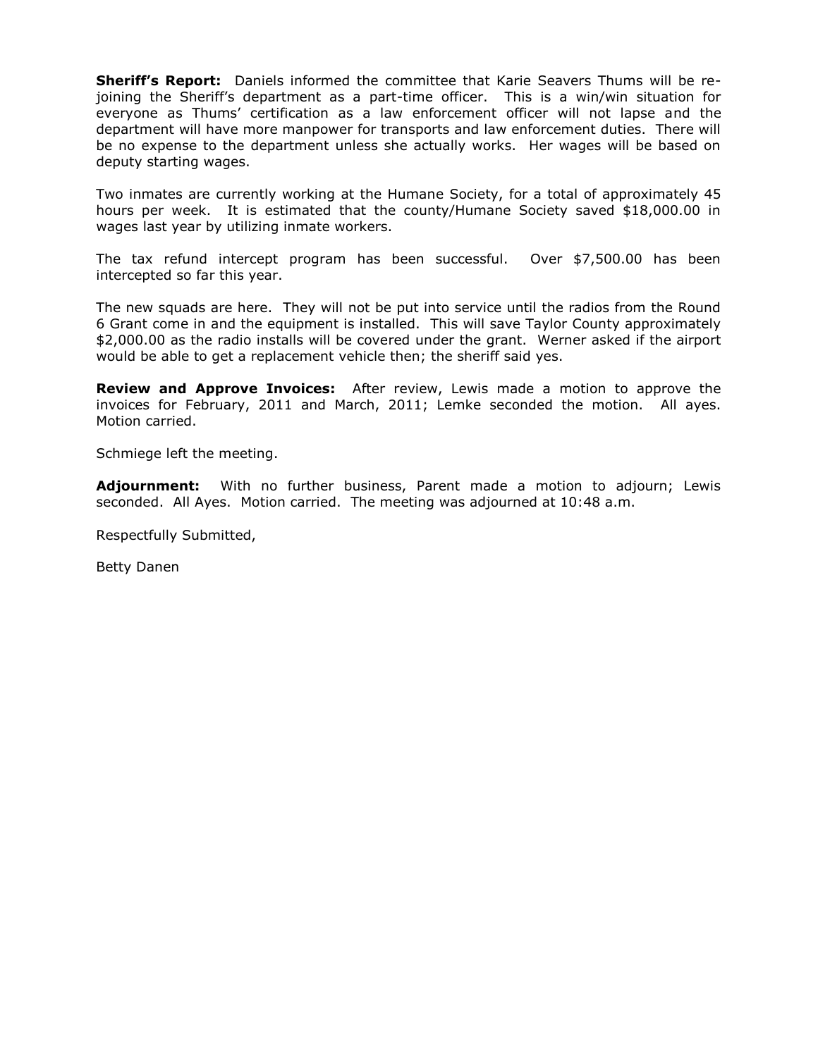**Sheriff's Report:** Daniels informed the committee that Karie Seavers Thums will be re-joining the Sheriff's department as a part-time officer. This is a win/win situation for everyone as Thums' certification as a law enforcement officer will not lapse and the department will have more manpower for transports and law enforcement duties. There will be no expense to the department unless she actually works. Her wages will be based on deputy starting wages.

Two inmates are currently working at the Humane Society, for a total of approximately 45 hours per week. It is estimated that the county/Humane Society saved $18,000.00 in wages last year by utilizing inmate workers.

The tax refund intercept program has been successful. Over $7,500.00 has been intercepted so far this year.

The new squads are here. They will not be put into service until the radios from the Round 6 Grant come in and the equipment is installed. This will save Taylor County approximately $2,000.00 as the radio installs will be covered under the grant. Werner asked if the airport would be able to get a replacement vehicle then; the sheriff said yes.

**Review and Approve Invoices:** After review, Lewis made a motion to approve the invoices for February, 2011 and March, 2011; Lemke seconded the motion. All ayes. Motion carried.

Schmiege left the meeting.

**Adjournment:** With no further business, Parent made a motion to adjourn; Lewis seconded. All Ayes. Motion carried. The meeting was adjourned at 10:48 a.m.

Respectfully Submitted,

Betty Danen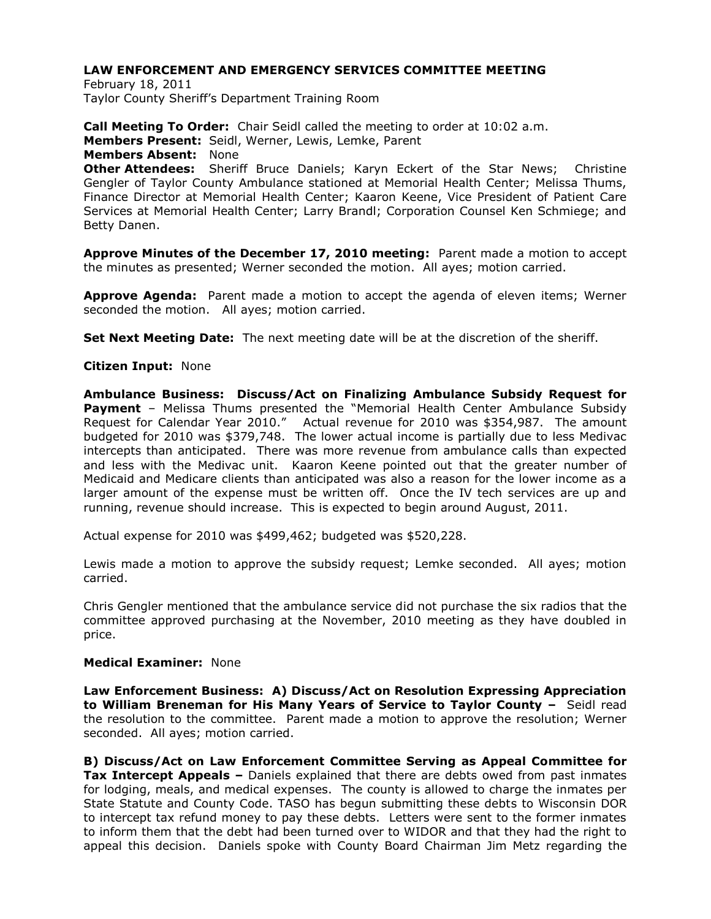# LAW ENFORCEMENT AND EMERGENCY SERVICES COMMITTEE MEETING

February 18, 2011
Taylor County Sheriff's Department Training Room

**Call Meeting To Order:** Chair Seidl called the meeting to order at 10:02 a.m.
**Members Present:** Seidl, Werner, Lewis, Lemke, Parent
**Members Absent:** None
**Other Attendees:** Sheriff Bruce Daniels; Karyn Eckert of the Star News; Christine Gengler of Taylor County Ambulance stationed at Memorial Health Center; Melissa Thums, Finance Director at Memorial Health Center; Kaaron Keene, Vice President of Patient Care Services at Memorial Health Center; Larry Brandl; Corporation Counsel Ken Schmiege; and Betty Danen.

**Approve Minutes of the December 17, 2010 meeting:** Parent made a motion to accept the minutes as presented; Werner seconded the motion. All ayes; motion carried.

**Approve Agenda:** Parent made a motion to accept the agenda of eleven items; Werner seconded the motion. All ayes; motion carried.

**Set Next Meeting Date:** The next meeting date will be at the discretion of the sheriff.

**Citizen Input:** None

**Ambulance Business: Discuss/Act on Finalizing Ambulance Subsidy Request for Payment** – Melissa Thums presented the "Memorial Health Center Ambulance Subsidy Request for Calendar Year 2010." Actual revenue for 2010 was $354,987. The amount budgeted for 2010 was $379,748. The lower actual income is partially due to less Medivac intercepts than anticipated. There was more revenue from ambulance calls than expected and less with the Medivac unit. Kaaron Keene pointed out that the greater number of Medicaid and Medicare clients than anticipated was also a reason for the lower income as a larger amount of the expense must be written off. Once the IV tech services are up and running, revenue should increase. This is expected to begin around August, 2011.

Actual expense for 2010 was $499,462; budgeted was $520,228.

Lewis made a motion to approve the subsidy request; Lemke seconded. All ayes; motion carried.

Chris Gengler mentioned that the ambulance service did not purchase the six radios that the committee approved purchasing at the November, 2010 meeting as they have doubled in price.

**Medical Examiner:** None

**Law Enforcement Business: A) Discuss/Act on Resolution Expressing Appreciation to William Breneman for His Many Years of Service to Taylor County –** Seidl read the resolution to the committee. Parent made a motion to approve the resolution; Werner seconded. All ayes; motion carried.

**B) Discuss/Act on Law Enforcement Committee Serving as Appeal Committee for Tax Intercept Appeals –** Daniels explained that there are debts owed from past inmates for lodging, meals, and medical expenses. The county is allowed to charge the inmates per State Statute and County Code. TASO has begun submitting these debts to Wisconsin DOR to intercept tax refund money to pay these debts. Letters were sent to the former inmates to inform them that the debt had been turned over to WIDOR and that they had the right to appeal this decision. Daniels spoke with County Board Chairman Jim Metz regarding the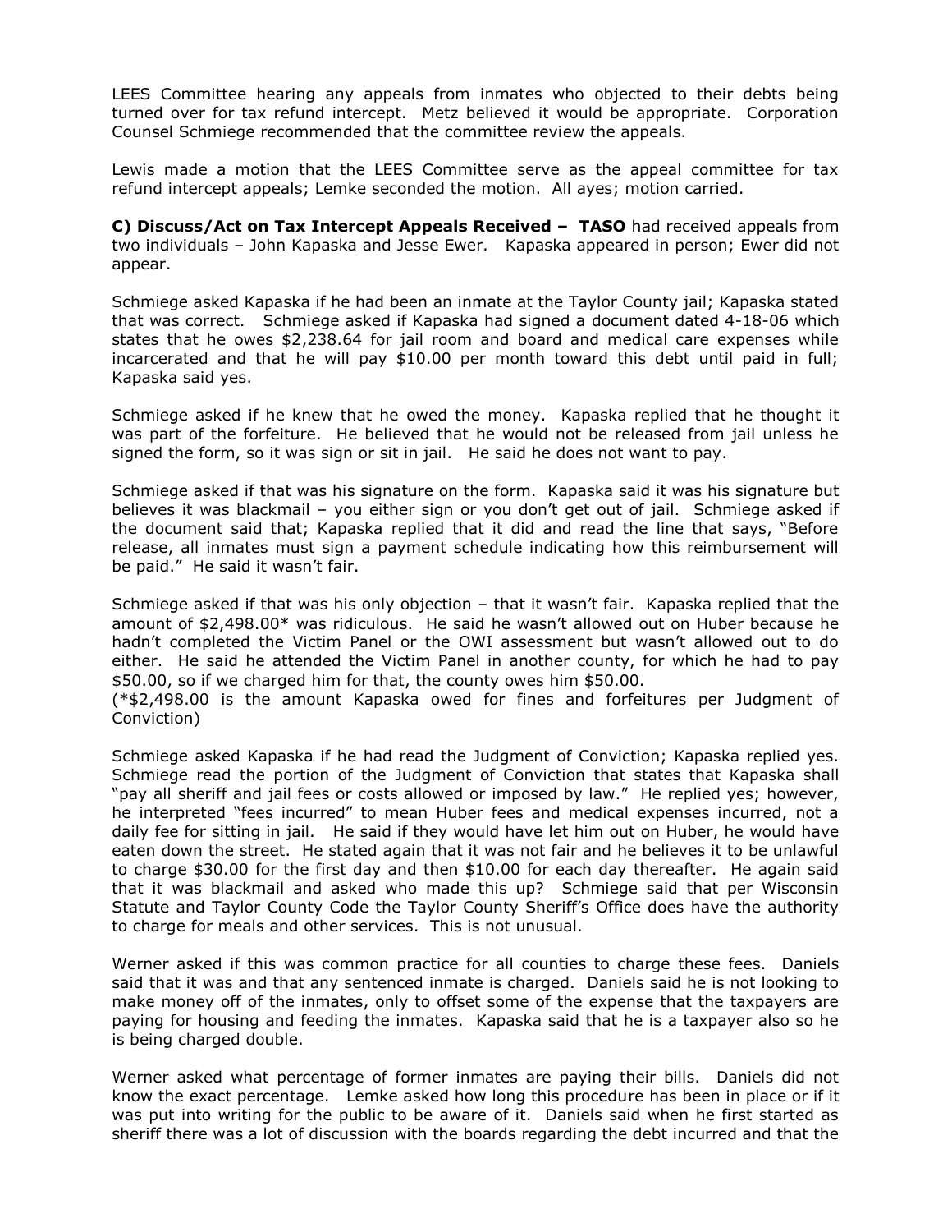LEES Committee hearing any appeals from inmates who objected to their debts being turned over for tax refund intercept. Metz believed it would be appropriate. Corporation Counsel Schmiege recommended that the committee review the appeals.

Lewis made a motion that the LEES Committee serve as the appeal committee for tax refund intercept appeals; Lemke seconded the motion. All ayes; motion carried.

**C) Discuss/Act on Tax Intercept Appeals Received – TASO** had received appeals from two individuals – John Kapaska and Jesse Ewer. Kapaska appeared in person; Ewer did not appear.

Schmiege asked Kapaska if he had been an inmate at the Taylor County jail; Kapaska stated that was correct. Schmiege asked if Kapaska had signed a document dated 4-18-06 which states that he owes $2,238.64 for jail room and board and medical care expenses while incarcerated and that he will pay $10.00 per month toward this debt until paid in full; Kapaska said yes.

Schmiege asked if he knew that he owed the money. Kapaska replied that he thought it was part of the forfeiture. He believed that he would not be released from jail unless he signed the form, so it was sign or sit in jail. He said he does not want to pay.

Schmiege asked if that was his signature on the form. Kapaska said it was his signature but believes it was blackmail – you either sign or you don't get out of jail. Schmiege asked if the document said that; Kapaska replied that it did and read the line that says, "Before release, all inmates must sign a payment schedule indicating how this reimbursement will be paid." He said it wasn't fair.

Schmiege asked if that was his only objection – that it wasn't fair. Kapaska replied that the amount of $2,498.00* was ridiculous. He said he wasn't allowed out on Huber because he hadn't completed the Victim Panel or the OWI assessment but wasn't allowed out to do either. He said he attended the Victim Panel in another county, for which he had to pay $50.00, so if we charged him for that, the county owes him $50.00.
(*$2,498.00 is the amount Kapaska owed for fines and forfeitures per Judgment of Conviction)

Schmiege asked Kapaska if he had read the Judgment of Conviction; Kapaska replied yes. Schmiege read the portion of the Judgment of Conviction that states that Kapaska shall "pay all sheriff and jail fees or costs allowed or imposed by law." He replied yes; however, he interpreted "fees incurred" to mean Huber fees and medical expenses incurred, not a daily fee for sitting in jail. He said if they would have let him out on Huber, he would have eaten down the street. He stated again that it was not fair and he believes it to be unlawful to charge $30.00 for the first day and then $10.00 for each day thereafter. He again said that it was blackmail and asked who made this up? Schmiege said that per Wisconsin Statute and Taylor County Code the Taylor County Sheriff's Office does have the authority to charge for meals and other services. This is not unusual.

Werner asked if this was common practice for all counties to charge these fees. Daniels said that it was and that any sentenced inmate is charged. Daniels said he is not looking to make money off of the inmates, only to offset some of the expense that the taxpayers are paying for housing and feeding the inmates. Kapaska said that he is a taxpayer also so he is being charged double.

Werner asked what percentage of former inmates are paying their bills. Daniels did not know the exact percentage. Lemke asked how long this procedure has been in place or if it was put into writing for the public to be aware of it. Daniels said when he first started as sheriff there was a lot of discussion with the boards regarding the debt incurred and that the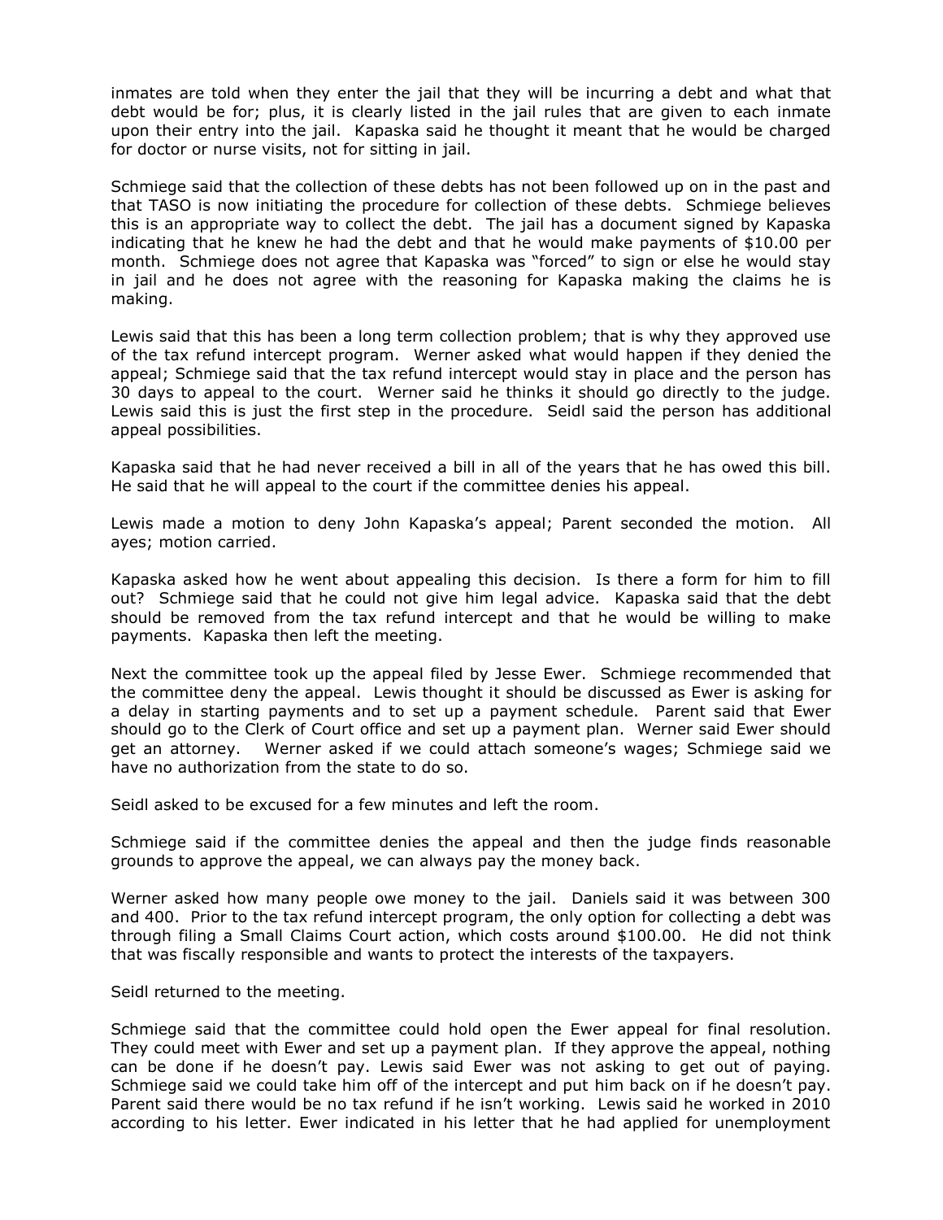inmates are told when they enter the jail that they will be incurring a debt and what that debt would be for; plus, it is clearly listed in the jail rules that are given to each inmate upon their entry into the jail. Kapaska said he thought it meant that he would be charged for doctor or nurse visits, not for sitting in jail.

Schmiege said that the collection of these debts has not been followed up on in the past and that TASO is now initiating the procedure for collection of these debts. Schmiege believes this is an appropriate way to collect the debt. The jail has a document signed by Kapaska indicating that he knew he had the debt and that he would make payments of $10.00 per month. Schmiege does not agree that Kapaska was "forced" to sign or else he would stay in jail and he does not agree with the reasoning for Kapaska making the claims he is making.

Lewis said that this has been a long term collection problem; that is why they approved use of the tax refund intercept program. Werner asked what would happen if they denied the appeal; Schmiege said that the tax refund intercept would stay in place and the person has 30 days to appeal to the court. Werner said he thinks it should go directly to the judge. Lewis said this is just the first step in the procedure. Seidl said the person has additional appeal possibilities.

Kapaska said that he had never received a bill in all of the years that he has owed this bill. He said that he will appeal to the court if the committee denies his appeal.

Lewis made a motion to deny John Kapaska's appeal; Parent seconded the motion. All ayes; motion carried.

Kapaska asked how he went about appealing this decision. Is there a form for him to fill out? Schmiege said that he could not give him legal advice. Kapaska said that the debt should be removed from the tax refund intercept and that he would be willing to make payments. Kapaska then left the meeting.

Next the committee took up the appeal filed by Jesse Ewer. Schmiege recommended that the committee deny the appeal. Lewis thought it should be discussed as Ewer is asking for a delay in starting payments and to set up a payment schedule. Parent said that Ewer should go to the Clerk of Court office and set up a payment plan. Werner said Ewer should get an attorney. Werner asked if we could attach someone's wages; Schmiege said we have no authorization from the state to do so.

Seidl asked to be excused for a few minutes and left the room.

Schmiege said if the committee denies the appeal and then the judge finds reasonable grounds to approve the appeal, we can always pay the money back.

Werner asked how many people owe money to the jail. Daniels said it was between 300 and 400. Prior to the tax refund intercept program, the only option for collecting a debt was through filing a Small Claims Court action, which costs around $100.00. He did not think that was fiscally responsible and wants to protect the interests of the taxpayers.

Seidl returned to the meeting.

Schmiege said that the committee could hold open the Ewer appeal for final resolution. They could meet with Ewer and set up a payment plan. If they approve the appeal, nothing can be done if he doesn't pay. Lewis said Ewer was not asking to get out of paying. Schmiege said we could take him off of the intercept and put him back on if he doesn't pay. Parent said there would be no tax refund if he isn't working. Lewis said he worked in 2010 according to his letter. Ewer indicated in his letter that he had applied for unemployment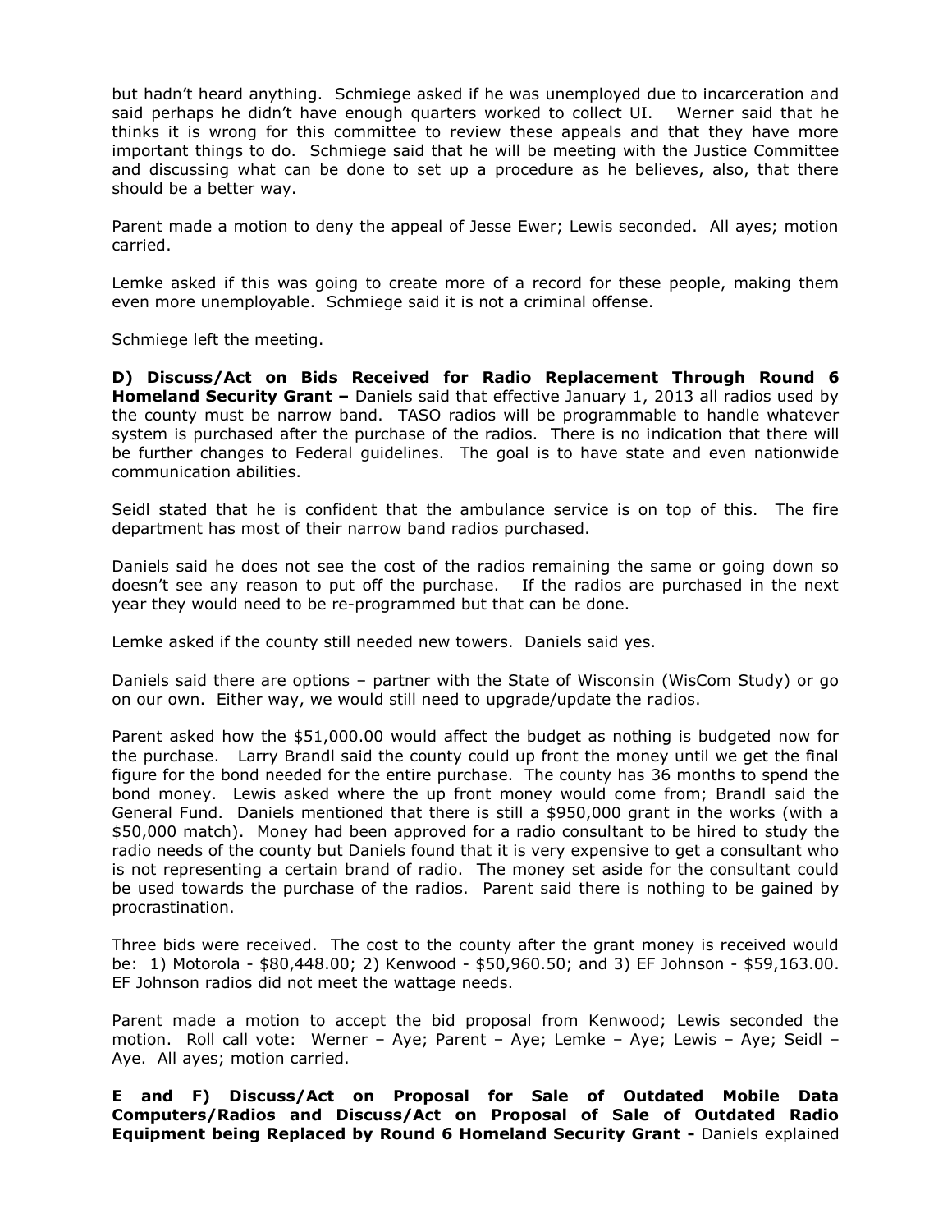but hadn't heard anything. Schmiege asked if he was unemployed due to incarceration and said perhaps he didn't have enough quarters worked to collect UI. Werner said that he thinks it is wrong for this committee to review these appeals and that they have more important things to do. Schmiege said that he will be meeting with the Justice Committee and discussing what can be done to set up a procedure as he believes, also, that there should be a better way.

Parent made a motion to deny the appeal of Jesse Ewer; Lewis seconded. All ayes; motion carried.

Lemke asked if this was going to create more of a record for these people, making them even more unemployable. Schmiege said it is not a criminal offense.

Schmiege left the meeting.

**D) Discuss/Act on Bids Received for Radio Replacement Through Round 6 Homeland Security Grant –** Daniels said that effective January 1, 2013 all radios used by the county must be narrow band. TASO radios will be programmable to handle whatever system is purchased after the purchase of the radios. There is no indication that there will be further changes to Federal guidelines. The goal is to have state and even nationwide communication abilities.

Seidl stated that he is confident that the ambulance service is on top of this. The fire department has most of their narrow band radios purchased.

Daniels said he does not see the cost of the radios remaining the same or going down so doesn't see any reason to put off the purchase. If the radios are purchased in the next year they would need to be re-programmed but that can be done.

Lemke asked if the county still needed new towers. Daniels said yes.

Daniels said there are options – partner with the State of Wisconsin (WisCom Study) or go on our own. Either way, we would still need to upgrade/update the radios.

Parent asked how the $51,000.00 would affect the budget as nothing is budgeted now for the purchase. Larry Brandl said the county could up front the money until we get the final figure for the bond needed for the entire purchase. The county has 36 months to spend the bond money. Lewis asked where the up front money would come from; Brandl said the General Fund. Daniels mentioned that there is still a $950,000 grant in the works (with a $50,000 match). Money had been approved for a radio consultant to be hired to study the radio needs of the county but Daniels found that it is very expensive to get a consultant who is not representing a certain brand of radio. The money set aside for the consultant could be used towards the purchase of the radios. Parent said there is nothing to be gained by procrastination.

Three bids were received. The cost to the county after the grant money is received would be: 1) Motorola - $80,448.00; 2) Kenwood - $50,960.50; and 3) EF Johnson - $59,163.00. EF Johnson radios did not meet the wattage needs.

Parent made a motion to accept the bid proposal from Kenwood; Lewis seconded the motion. Roll call vote: Werner – Aye; Parent – Aye; Lemke – Aye; Lewis – Aye; Seidl – Aye. All ayes; motion carried.

**E and F) Discuss/Act on Proposal for Sale of Outdated Mobile Data Computers/Radios and Discuss/Act on Proposal of Sale of Outdated Radio Equipment being Replaced by Round 6 Homeland Security Grant -** Daniels explained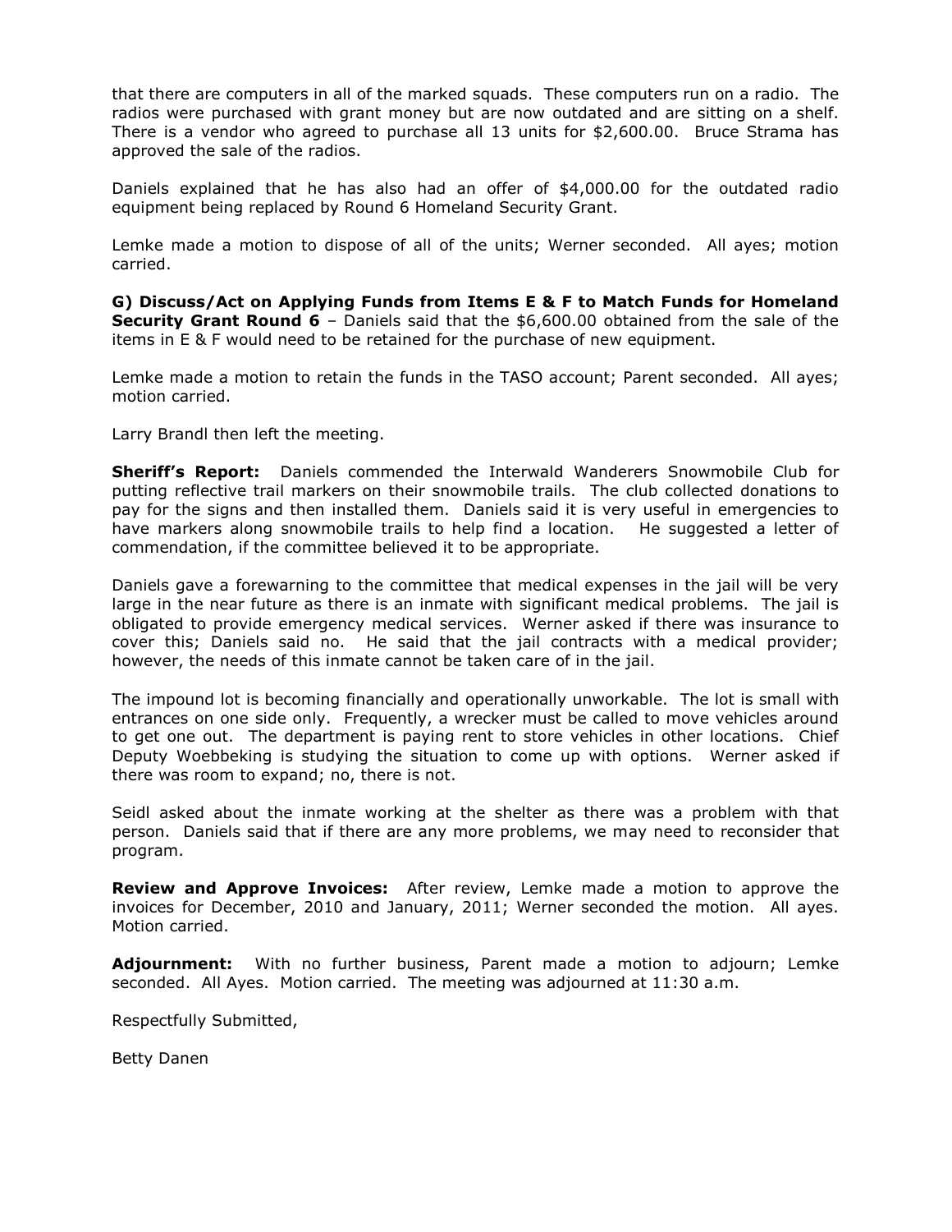that there are computers in all of the marked squads. These computers run on a radio. The radios were purchased with grant money but are now outdated and are sitting on a shelf. There is a vendor who agreed to purchase all 13 units for $2,600.00. Bruce Strama has approved the sale of the radios.

Daniels explained that he has also had an offer of $4,000.00 for the outdated radio equipment being replaced by Round 6 Homeland Security Grant.

Lemke made a motion to dispose of all of the units; Werner seconded. All ayes; motion carried.

**G) Discuss/Act on Applying Funds from Items E & F to Match Funds for Homeland Security Grant Round 6** – Daniels said that the $6,600.00 obtained from the sale of the items in E & F would need to be retained for the purchase of new equipment.

Lemke made a motion to retain the funds in the TASO account; Parent seconded. All ayes; motion carried.

Larry Brandl then left the meeting.

**Sheriff's Report:** Daniels commended the Interwald Wanderers Snowmobile Club for putting reflective trail markers on their snowmobile trails. The club collected donations to pay for the signs and then installed them. Daniels said it is very useful in emergencies to have markers along snowmobile trails to help find a location. He suggested a letter of commendation, if the committee believed it to be appropriate.

Daniels gave a forewarning to the committee that medical expenses in the jail will be very large in the near future as there is an inmate with significant medical problems. The jail is obligated to provide emergency medical services. Werner asked if there was insurance to cover this; Daniels said no. He said that the jail contracts with a medical provider; however, the needs of this inmate cannot be taken care of in the jail.

The impound lot is becoming financially and operationally unworkable. The lot is small with entrances on one side only. Frequently, a wrecker must be called to move vehicles around to get one out. The department is paying rent to store vehicles in other locations. Chief Deputy Woebbeking is studying the situation to come up with options. Werner asked if there was room to expand; no, there is not.

Seidl asked about the inmate working at the shelter as there was a problem with that person. Daniels said that if there are any more problems, we may need to reconsider that program.

**Review and Approve Invoices:** After review, Lemke made a motion to approve the invoices for December, 2010 and January, 2011; Werner seconded the motion. All ayes. Motion carried.

**Adjournment:** With no further business, Parent made a motion to adjourn; Lemke seconded. All Ayes. Motion carried. The meeting was adjourned at 11:30 a.m.

Respectfully Submitted,

Betty Danen